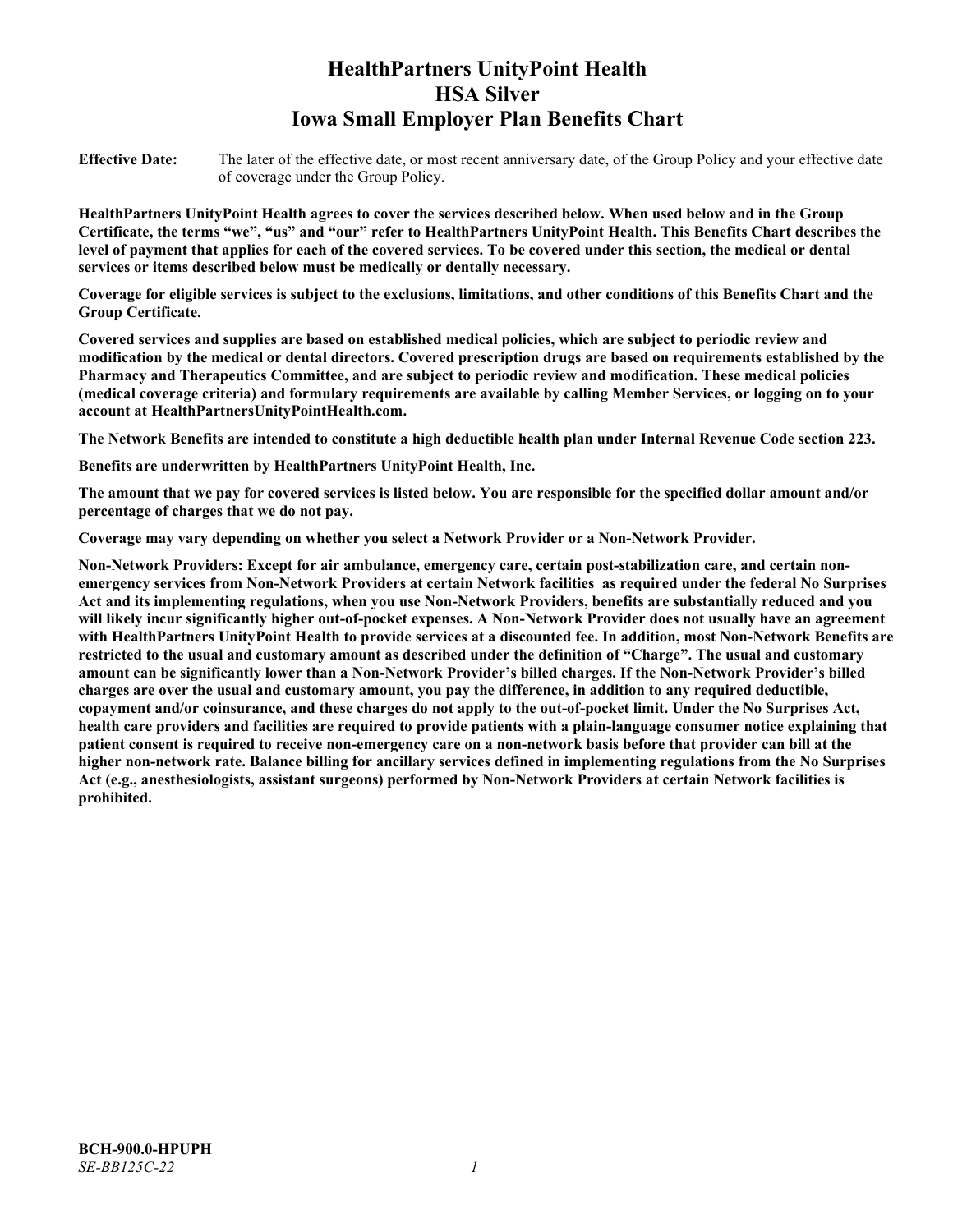# HealthPartners UnityPoint Health
# HSA Silver
# Iowa Small Employer Plan Benefits Chart

**Effective Date:** The later of the effective date, or most recent anniversary date, of the Group Policy and your effective date of coverage under the Group Policy.

**HealthPartners UnityPoint Health agrees to cover the services described below. When used below and in the Group Certificate, the terms "we", "us" and "our" refer to HealthPartners UnityPoint Health. This Benefits Chart describes the level of payment that applies for each of the covered services. To be covered under this section, the medical or dental services or items described below must be medically or dentally necessary.**

**Coverage for eligible services is subject to the exclusions, limitations, and other conditions of this Benefits Chart and the Group Certificate.**

**Covered services and supplies are based on established medical policies, which are subject to periodic review and modification by the medical or dental directors. Covered prescription drugs are based on requirements established by the Pharmacy and Therapeutics Committee, and are subject to periodic review and modification. These medical policies (medical coverage criteria) and formulary requirements are available by calling Member Services, or logging on to your account at HealthPartnersUnityPointHealth.com.**

**The Network Benefits are intended to constitute a high deductible health plan under Internal Revenue Code section 223.**

**Benefits are underwritten by HealthPartners UnityPoint Health, Inc.**

**The amount that we pay for covered services is listed below. You are responsible for the specified dollar amount and/or percentage of charges that we do not pay.**

**Coverage may vary depending on whether you select a Network Provider or a Non-Network Provider.**

**Non-Network Providers: Except for air ambulance, emergency care, certain post-stabilization care, and certain non-emergency services from Non-Network Providers at certain Network facilities as required under the federal No Surprises Act and its implementing regulations, when you use Non-Network Providers, benefits are substantially reduced and you will likely incur significantly higher out-of-pocket expenses. A Non-Network Provider does not usually have an agreement with HealthPartners UnityPoint Health to provide services at a discounted fee. In addition, most Non-Network Benefits are restricted to the usual and customary amount as described under the definition of "Charge". The usual and customary amount can be significantly lower than a Non-Network Provider's billed charges. If the Non-Network Provider's billed charges are over the usual and customary amount, you pay the difference, in addition to any required deductible, copayment and/or coinsurance, and these charges do not apply to the out-of-pocket limit. Under the No Surprises Act, health care providers and facilities are required to provide patients with a plain-language consumer notice explaining that patient consent is required to receive non-emergency care on a non-network basis before that provider can bill at the higher non-network rate. Balance billing for ancillary services defined in implementing regulations from the No Surprises Act (e.g., anesthesiologists, assistant surgeons) performed by Non-Network Providers at certain Network facilities is prohibited.**

**BCH-900.0-HPUPH**
*SE-BB125C-22*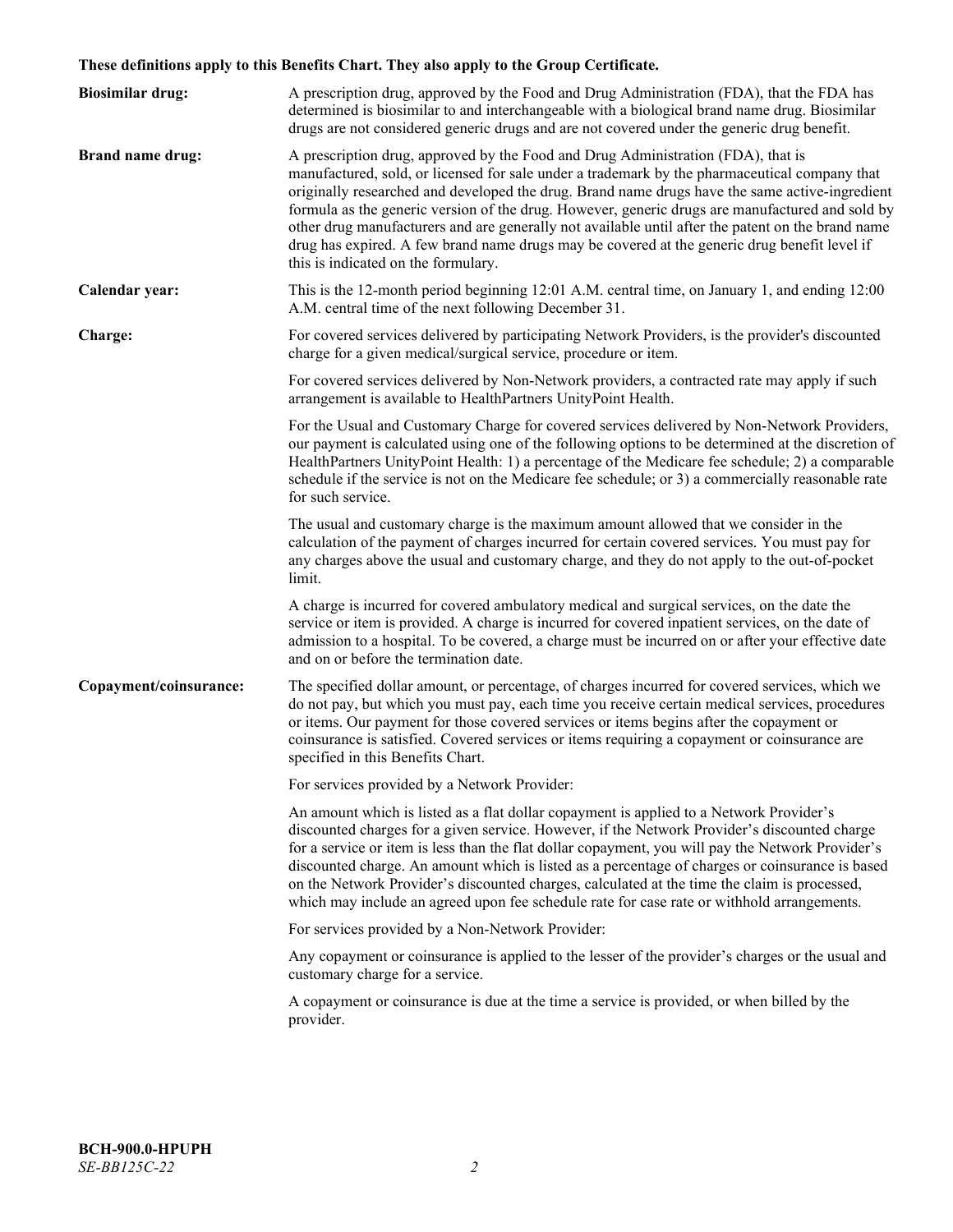**These definitions apply to this Benefits Chart. They also apply to the Group Certificate.**

**Biosimilar drug:** A prescription drug, approved by the Food and Drug Administration (FDA), that the FDA has determined is biosimilar to and interchangeable with a biological brand name drug. Biosimilar drugs are not considered generic drugs and are not covered under the generic drug benefit.

**Brand name drug:** A prescription drug, approved by the Food and Drug Administration (FDA), that is manufactured, sold, or licensed for sale under a trademark by the pharmaceutical company that originally researched and developed the drug. Brand name drugs have the same active-ingredient formula as the generic version of the drug. However, generic drugs are manufactured and sold by other drug manufacturers and are generally not available until after the patent on the brand name drug has expired. A few brand name drugs may be covered at the generic drug benefit level if this is indicated on the formulary.

**Calendar year:** This is the 12-month period beginning 12:01 A.M. central time, on January 1, and ending 12:00 A.M. central time of the next following December 31.

**Charge:** For covered services delivered by participating Network Providers, is the provider's discounted charge for a given medical/surgical service, procedure or item.

For covered services delivered by Non-Network providers, a contracted rate may apply if such arrangement is available to HealthPartners UnityPoint Health.

For the Usual and Customary Charge for covered services delivered by Non-Network Providers, our payment is calculated using one of the following options to be determined at the discretion of HealthPartners UnityPoint Health: 1) a percentage of the Medicare fee schedule; 2) a comparable schedule if the service is not on the Medicare fee schedule; or 3) a commercially reasonable rate for such service.

The usual and customary charge is the maximum amount allowed that we consider in the calculation of the payment of charges incurred for certain covered services. You must pay for any charges above the usual and customary charge, and they do not apply to the out-of-pocket limit.

A charge is incurred for covered ambulatory medical and surgical services, on the date the service or item is provided. A charge is incurred for covered inpatient services, on the date of admission to a hospital. To be covered, a charge must be incurred on or after your effective date and on or before the termination date.

**Copayment/coinsurance:** The specified dollar amount, or percentage, of charges incurred for covered services, which we do not pay, but which you must pay, each time you receive certain medical services, procedures or items. Our payment for those covered services or items begins after the copayment or coinsurance is satisfied. Covered services or items requiring a copayment or coinsurance are specified in this Benefits Chart.

For services provided by a Network Provider:

An amount which is listed as a flat dollar copayment is applied to a Network Provider's discounted charges for a given service. However, if the Network Provider's discounted charge for a service or item is less than the flat dollar copayment, you will pay the Network Provider's discounted charge. An amount which is listed as a percentage of charges or coinsurance is based on the Network Provider's discounted charges, calculated at the time the claim is processed, which may include an agreed upon fee schedule rate for case rate or withhold arrangements.

For services provided by a Non-Network Provider:

Any copayment or coinsurance is applied to the lesser of the provider's charges or the usual and customary charge for a service.

A copayment or coinsurance is due at the time a service is provided, or when billed by the provider.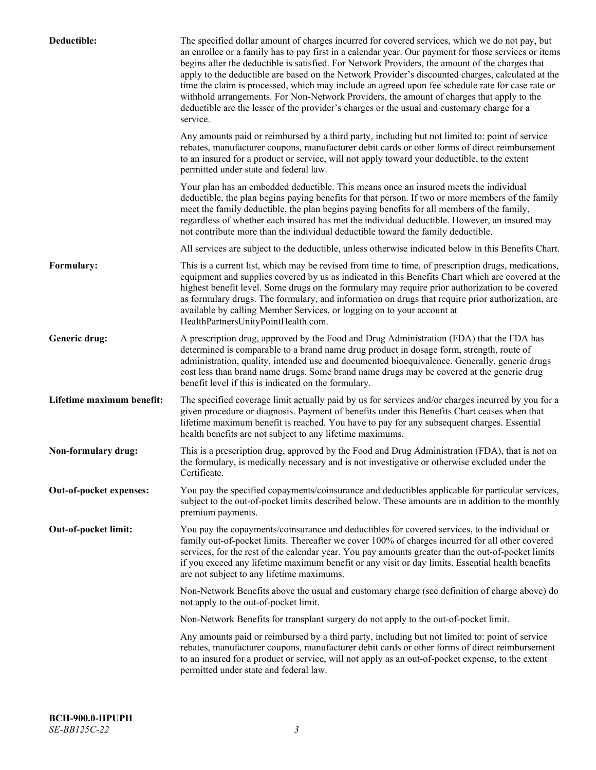| | |
|---|---|
| **Deductible:** | The specified dollar amount of charges incurred for covered services, which we do not pay, but an enrollee or a family has to pay first in a calendar year. Our payment for those services or items begins after the deductible is satisfied. For Network Providers, the amount of the charges that apply to the deductible are based on the Network Provider's discounted charges, calculated at the time the claim is processed, which may include an agreed upon fee schedule rate for case rate or withhold arrangements. For Non-Network Providers, the amount of charges that apply to the deductible are the lesser of the provider's charges or the usual and customary charge for a service.<br><br>Any amounts paid or reimbursed by a third party, including but not limited to: point of service rebates, manufacturer coupons, manufacturer debit cards or other forms of direct reimbursement to an insured for a product or service, will not apply toward your deductible, to the extent permitted under state and federal law.<br><br>Your plan has an embedded deductible. This means once an insured meets the individual deductible, the plan begins paying benefits for that person. If two or more members of the family meet the family deductible, the plan begins paying benefits for all members of the family, regardless of whether each insured has met the individual deductible. However, an insured may not contribute more than the individual deductible toward the family deductible.<br><br>All services are subject to the deductible, unless otherwise indicated below in this Benefits Chart. |
| **Formulary:** | This is a current list, which may be revised from time to time, of prescription drugs, medications, equipment and supplies covered by us as indicated in this Benefits Chart which are covered at the highest benefit level. Some drugs on the formulary may require prior authorization to be covered as formulary drugs. The formulary, and information on drugs that require prior authorization, are available by calling Member Services, or logging on to your account at HealthPartnersUnityPointHealth.com. |
| **Generic drug:** | A prescription drug, approved by the Food and Drug Administration (FDA) that the FDA has determined is comparable to a brand name drug product in dosage form, strength, route of administration, quality, intended use and documented bioequivalence. Generally, generic drugs cost less than brand name drugs. Some brand name drugs may be covered at the generic drug benefit level if this is indicated on the formulary. |
| **Lifetime maximum benefit:** | The specified coverage limit actually paid by us for services and/or charges incurred by you for a given procedure or diagnosis. Payment of benefits under this Benefits Chart ceases when that lifetime maximum benefit is reached. You have to pay for any subsequent charges. Essential health benefits are not subject to any lifetime maximums. |
| **Non-formulary drug:** | This is a prescription drug, approved by the Food and Drug Administration (FDA), that is not on the formulary, is medically necessary and is not investigative or otherwise excluded under the Certificate. |
| **Out-of-pocket expenses:** | You pay the specified copayments/coinsurance and deductibles applicable for particular services, subject to the out-of-pocket limits described below. These amounts are in addition to the monthly premium payments. |
| **Out-of-pocket limit:** | You pay the copayments/coinsurance and deductibles for covered services, to the individual or family out-of-pocket limits. Thereafter we cover 100% of charges incurred for all other covered services, for the rest of the calendar year. You pay amounts greater than the out-of-pocket limits if you exceed any lifetime maximum benefit or any visit or day limits. Essential health benefits are not subject to any lifetime maximums.<br><br>Non-Network Benefits above the usual and customary charge (see definition of charge above) do not apply to the out-of-pocket limit.<br><br>Non-Network Benefits for transplant surgery do not apply to the out-of-pocket limit.<br><br>Any amounts paid or reimbursed by a third party, including but not limited to: point of service rebates, manufacturer coupons, manufacturer debit cards or other forms of direct reimbursement to an insured for a product or service, will not apply as an out-of-pocket expense, to the extent permitted under state and federal law. |

**BCH-900.0-HPUPH**
*SE-BB125C-22*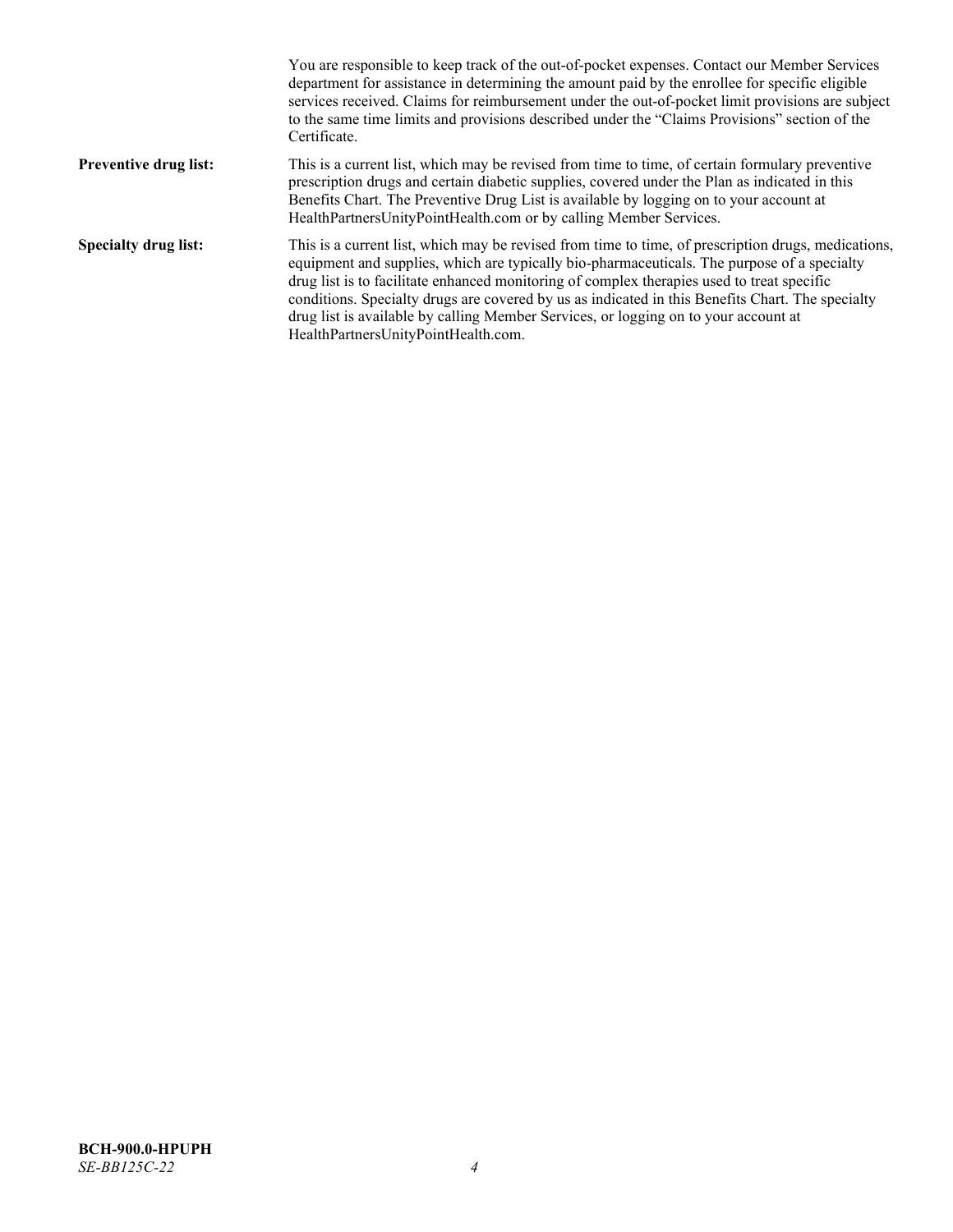You are responsible to keep track of the out-of-pocket expenses. Contact our Member Services department for assistance in determining the amount paid by the enrollee for specific eligible services received. Claims for reimbursement under the out-of-pocket limit provisions are subject to the same time limits and provisions described under the "Claims Provisions" section of the Certificate.

**Preventive drug list:** This is a current list, which may be revised from time to time, of certain formulary preventive prescription drugs and certain diabetic supplies, covered under the Plan as indicated in this Benefits Chart. The Preventive Drug List is available by logging on to your account at HealthPartnersUnityPointHealth.com or by calling Member Services.

**Specialty drug list:** This is a current list, which may be revised from time to time, of prescription drugs, medications, equipment and supplies, which are typically bio-pharmaceuticals. The purpose of a specialty drug list is to facilitate enhanced monitoring of complex therapies used to treat specific conditions. Specialty drugs are covered by us as indicated in this Benefits Chart. The specialty drug list is available by calling Member Services, or logging on to your account at HealthPartnersUnityPointHealth.com.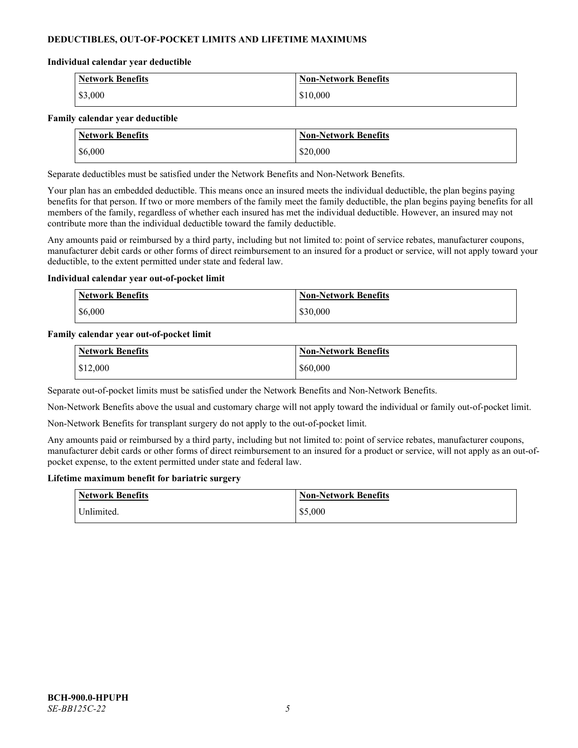## DEDUCTIBLES, OUT-OF-POCKET LIMITS AND LIFETIME MAXIMUMS

**Individual calendar year deductible**

| Network Benefits | Non-Network Benefits |
|---|---|
| $3,000 | $10,000 |

**Family calendar year deductible**

| Network Benefits | Non-Network Benefits |
|---|---|
| $6,000 | $20,000 |

Separate deductibles must be satisfied under the Network Benefits and Non-Network Benefits.

Your plan has an embedded deductible. This means once an insured meets the individual deductible, the plan begins paying benefits for that person. If two or more members of the family meet the family deductible, the plan begins paying benefits for all members of the family, regardless of whether each insured has met the individual deductible. However, an insured may not contribute more than the individual deductible toward the family deductible.

Any amounts paid or reimbursed by a third party, including but not limited to: point of service rebates, manufacturer coupons, manufacturer debit cards or other forms of direct reimbursement to an insured for a product or service, will not apply toward your deductible, to the extent permitted under state and federal law.

**Individual calendar year out-of-pocket limit**

| Network Benefits | Non-Network Benefits |
|---|---|
| $6,000 | $30,000 |

**Family calendar year out-of-pocket limit**

| Network Benefits | Non-Network Benefits |
|---|---|
| $12,000 | $60,000 |

Separate out-of-pocket limits must be satisfied under the Network Benefits and Non-Network Benefits.

Non-Network Benefits above the usual and customary charge will not apply toward the individual or family out-of-pocket limit.

Non-Network Benefits for transplant surgery do not apply to the out-of-pocket limit.

Any amounts paid or reimbursed by a third party, including but not limited to: point of service rebates, manufacturer coupons, manufacturer debit cards or other forms of direct reimbursement to an insured for a product or service, will not apply as an out-of-pocket expense, to the extent permitted under state and federal law.

**Lifetime maximum benefit for bariatric surgery**

| Network Benefits | Non-Network Benefits |
|---|---|
| Unlimited. | $5,000 |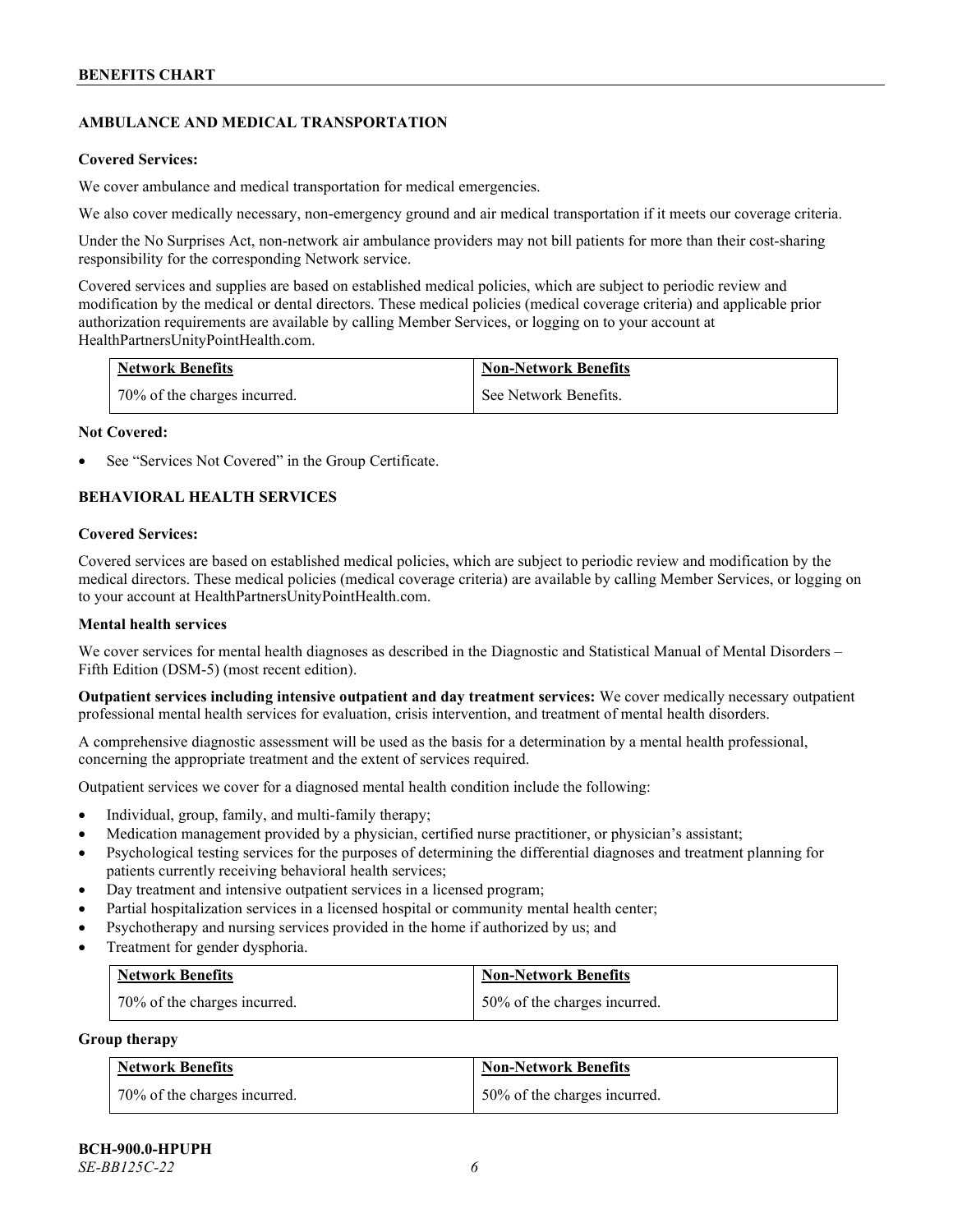## AMBULANCE AND MEDICAL TRANSPORTATION

**Covered Services:**

We cover ambulance and medical transportation for medical emergencies.

We also cover medically necessary, non-emergency ground and air medical transportation if it meets our coverage criteria.

Under the No Surprises Act, non-network air ambulance providers may not bill patients for more than their cost-sharing responsibility for the corresponding Network service.

Covered services and supplies are based on established medical policies, which are subject to periodic review and modification by the medical or dental directors. These medical policies (medical coverage criteria) and applicable prior authorization requirements are available by calling Member Services, or logging on to your account at HealthPartnersUnityPointHealth.com.

| Network Benefits | Non-Network Benefits |
| --- | --- |
| 70% of the charges incurred. | See Network Benefits. |

**Not Covered:**

- See "Services Not Covered" in the Group Certificate.

## BEHAVIORAL HEALTH SERVICES

**Covered Services:**

Covered services are based on established medical policies, which are subject to periodic review and modification by the medical directors. These medical policies (medical coverage criteria) are available by calling Member Services, or logging on to your account at HealthPartnersUnityPointHealth.com.

**Mental health services**

We cover services for mental health diagnoses as described in the Diagnostic and Statistical Manual of Mental Disorders – Fifth Edition (DSM-5) (most recent edition).

**Outpatient services including intensive outpatient and day treatment services:** We cover medically necessary outpatient professional mental health services for evaluation, crisis intervention, and treatment of mental health disorders.

A comprehensive diagnostic assessment will be used as the basis for a determination by a mental health professional, concerning the appropriate treatment and the extent of services required.

Outpatient services we cover for a diagnosed mental health condition include the following:

- Individual, group, family, and multi-family therapy;
- Medication management provided by a physician, certified nurse practitioner, or physician's assistant;
- Psychological testing services for the purposes of determining the differential diagnoses and treatment planning for patients currently receiving behavioral health services;
- Day treatment and intensive outpatient services in a licensed program;
- Partial hospitalization services in a licensed hospital or community mental health center;
- Psychotherapy and nursing services provided in the home if authorized by us; and
- Treatment for gender dysphoria.

| Network Benefits | Non-Network Benefits |
| --- | --- |
| 70% of the charges incurred. | 50% of the charges incurred. |

**Group therapy**

| Network Benefits | Non-Network Benefits |
| --- | --- |
| 70% of the charges incurred. | 50% of the charges incurred. |

**BCH-900.0-HPUPH**
*SE-BB125C-22*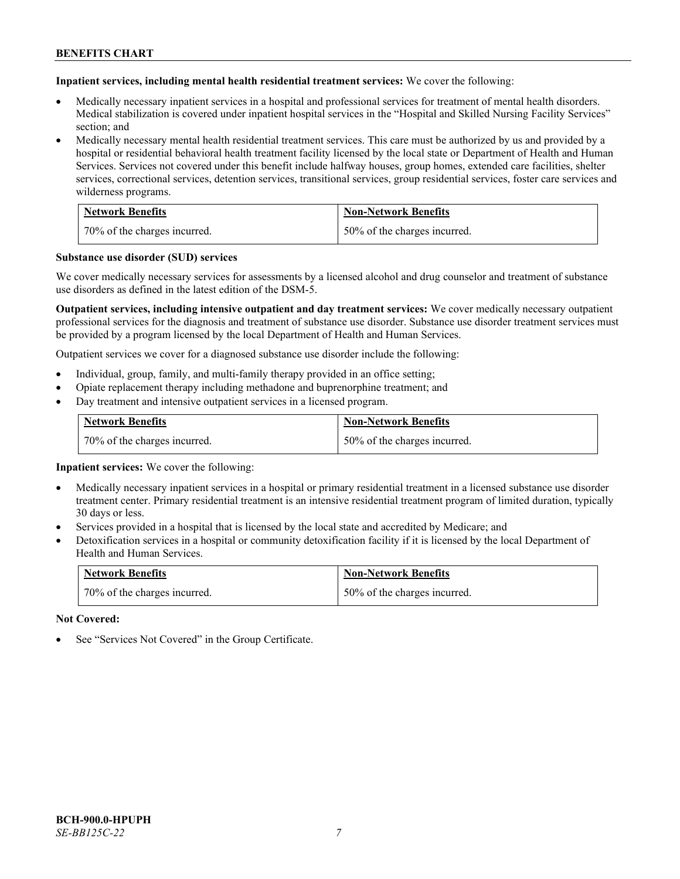**Inpatient services, including mental health residential treatment services:** We cover the following:

- Medically necessary inpatient services in a hospital and professional services for treatment of mental health disorders. Medical stabilization is covered under inpatient hospital services in the "Hospital and Skilled Nursing Facility Services" section; and
- Medically necessary mental health residential treatment services. This care must be authorized by us and provided by a hospital or residential behavioral health treatment facility licensed by the local state or Department of Health and Human Services. Services not covered under this benefit include halfway houses, group homes, extended care facilities, shelter services, correctional services, detention services, transitional services, group residential services, foster care services and wilderness programs.

| Network Benefits | Non-Network Benefits |
|---|---|
| 70% of the charges incurred. | 50% of the charges incurred. |

**Substance use disorder (SUD) services**

We cover medically necessary services for assessments by a licensed alcohol and drug counselor and treatment of substance use disorders as defined in the latest edition of the DSM-5.

**Outpatient services, including intensive outpatient and day treatment services:** We cover medically necessary outpatient professional services for the diagnosis and treatment of substance use disorder. Substance use disorder treatment services must be provided by a program licensed by the local Department of Health and Human Services.

Outpatient services we cover for a diagnosed substance use disorder include the following:

- Individual, group, family, and multi-family therapy provided in an office setting;
- Opiate replacement therapy including methadone and buprenorphine treatment; and
- Day treatment and intensive outpatient services in a licensed program.

| Network Benefits | Non-Network Benefits |
|---|---|
| 70% of the charges incurred. | 50% of the charges incurred. |

**Inpatient services:** We cover the following:

- Medically necessary inpatient services in a hospital or primary residential treatment in a licensed substance use disorder treatment center. Primary residential treatment is an intensive residential treatment program of limited duration, typically 30 days or less.
- Services provided in a hospital that is licensed by the local state and accredited by Medicare; and
- Detoxification services in a hospital or community detoxification facility if it is licensed by the local Department of Health and Human Services.

| Network Benefits | Non-Network Benefits |
|---|---|
| 70% of the charges incurred. | 50% of the charges incurred. |

**Not Covered:**

- See "Services Not Covered" in the Group Certificate.

**BCH-900.0-HPUPH**
*SE-BB125C-22*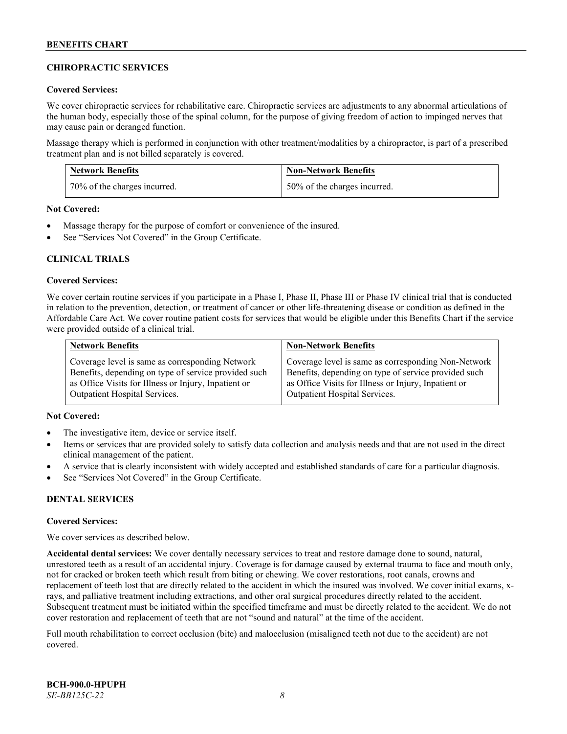### CHIROPRACTIC SERVICES

**Covered Services:**

We cover chiropractic services for rehabilitative care. Chiropractic services are adjustments to any abnormal articulations of the human body, especially those of the spinal column, for the purpose of giving freedom of action to impinged nerves that may cause pain or deranged function.

Massage therapy which is performed in conjunction with other treatment/modalities by a chiropractor, is part of a prescribed treatment plan and is not billed separately is covered.

| Network Benefits | Non-Network Benefits |
| --- | --- |
| 70% of the charges incurred. | 50% of the charges incurred. |

**Not Covered:**

- Massage therapy for the purpose of comfort or convenience of the insured.
- See "Services Not Covered" in the Group Certificate.

### CLINICAL TRIALS

**Covered Services:**

We cover certain routine services if you participate in a Phase I, Phase II, Phase III or Phase IV clinical trial that is conducted in relation to the prevention, detection, or treatment of cancer or other life-threatening disease or condition as defined in the Affordable Care Act. We cover routine patient costs for services that would be eligible under this Benefits Chart if the service were provided outside of a clinical trial.

| Network Benefits | Non-Network Benefits |
| --- | --- |
| Coverage level is same as corresponding Network Benefits, depending on type of service provided such as Office Visits for Illness or Injury, Inpatient or Outpatient Hospital Services. | Coverage level is same as corresponding Non-Network Benefits, depending on type of service provided such as Office Visits for Illness or Injury, Inpatient or Outpatient Hospital Services. |

**Not Covered:**

- The investigative item, device or service itself.
- Items or services that are provided solely to satisfy data collection and analysis needs and that are not used in the direct clinical management of the patient.
- A service that is clearly inconsistent with widely accepted and established standards of care for a particular diagnosis.
- See "Services Not Covered" in the Group Certificate.

### DENTAL SERVICES

**Covered Services:**

We cover services as described below.

**Accidental dental services:** We cover dentally necessary services to treat and restore damage done to sound, natural, unrestored teeth as a result of an accidental injury. Coverage is for damage caused by external trauma to face and mouth only, not for cracked or broken teeth which result from biting or chewing. We cover restorations, root canals, crowns and replacement of teeth lost that are directly related to the accident in which the insured was involved. We cover initial exams, x-rays, and palliative treatment including extractions, and other oral surgical procedures directly related to the accident. Subsequent treatment must be initiated within the specified timeframe and must be directly related to the accident. We do not cover restoration and replacement of teeth that are not "sound and natural" at the time of the accident.

Full mouth rehabilitation to correct occlusion (bite) and malocclusion (misaligned teeth not due to the accident) are not covered.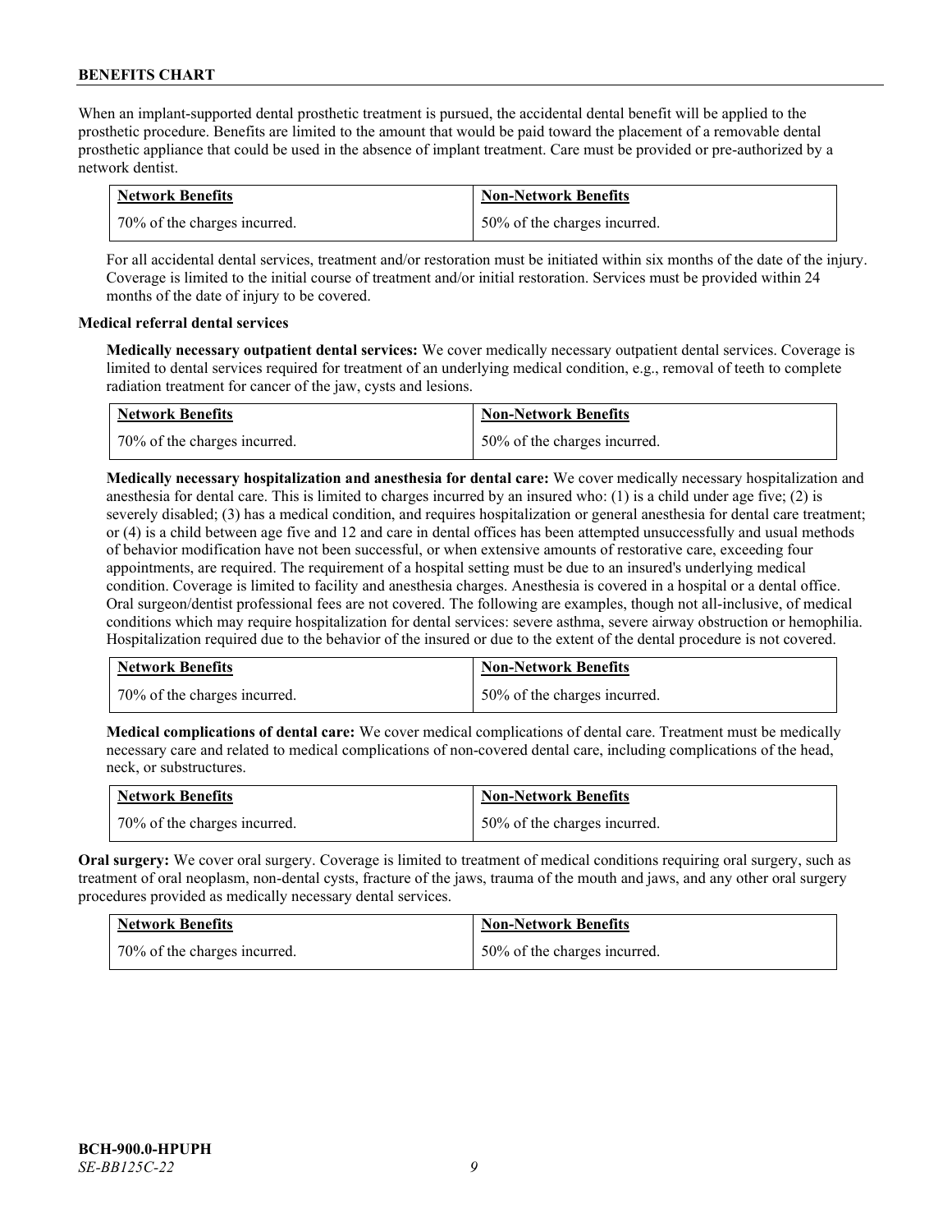When an implant-supported dental prosthetic treatment is pursued, the accidental dental benefit will be applied to the prosthetic procedure. Benefits are limited to the amount that would be paid toward the placement of a removable dental prosthetic appliance that could be used in the absence of implant treatment. Care must be provided or pre-authorized by a network dentist.

| Network Benefits | Non-Network Benefits |
| --- | --- |
| 70% of the charges incurred. | 50% of the charges incurred. |

For all accidental dental services, treatment and/or restoration must be initiated within six months of the date of the injury. Coverage is limited to the initial course of treatment and/or initial restoration. Services must be provided within 24 months of the date of injury to be covered.

**Medical referral dental services**

**Medically necessary outpatient dental services:** We cover medically necessary outpatient dental services. Coverage is limited to dental services required for treatment of an underlying medical condition, e.g., removal of teeth to complete radiation treatment for cancer of the jaw, cysts and lesions.

| Network Benefits | Non-Network Benefits |
| --- | --- |
| 70% of the charges incurred. | 50% of the charges incurred. |

**Medically necessary hospitalization and anesthesia for dental care:** We cover medically necessary hospitalization and anesthesia for dental care. This is limited to charges incurred by an insured who: (1) is a child under age five; (2) is severely disabled; (3) has a medical condition, and requires hospitalization or general anesthesia for dental care treatment; or (4) is a child between age five and 12 and care in dental offices has been attempted unsuccessfully and usual methods of behavior modification have not been successful, or when extensive amounts of restorative care, exceeding four appointments, are required. The requirement of a hospital setting must be due to an insured's underlying medical condition. Coverage is limited to facility and anesthesia charges. Anesthesia is covered in a hospital or a dental office. Oral surgeon/dentist professional fees are not covered. The following are examples, though not all-inclusive, of medical conditions which may require hospitalization for dental services: severe asthma, severe airway obstruction or hemophilia. Hospitalization required due to the behavior of the insured or due to the extent of the dental procedure is not covered.

| Network Benefits | Non-Network Benefits |
| --- | --- |
| 70% of the charges incurred. | 50% of the charges incurred. |

**Medical complications of dental care:** We cover medical complications of dental care. Treatment must be medically necessary care and related to medical complications of non-covered dental care, including complications of the head, neck, or substructures.

| Network Benefits | Non-Network Benefits |
| --- | --- |
| 70% of the charges incurred. | 50% of the charges incurred. |

**Oral surgery:** We cover oral surgery. Coverage is limited to treatment of medical conditions requiring oral surgery, such as treatment of oral neoplasm, non-dental cysts, fracture of the jaws, trauma of the mouth and jaws, and any other oral surgery procedures provided as medically necessary dental services.

| Network Benefits | Non-Network Benefits |
| --- | --- |
| 70% of the charges incurred. | 50% of the charges incurred. |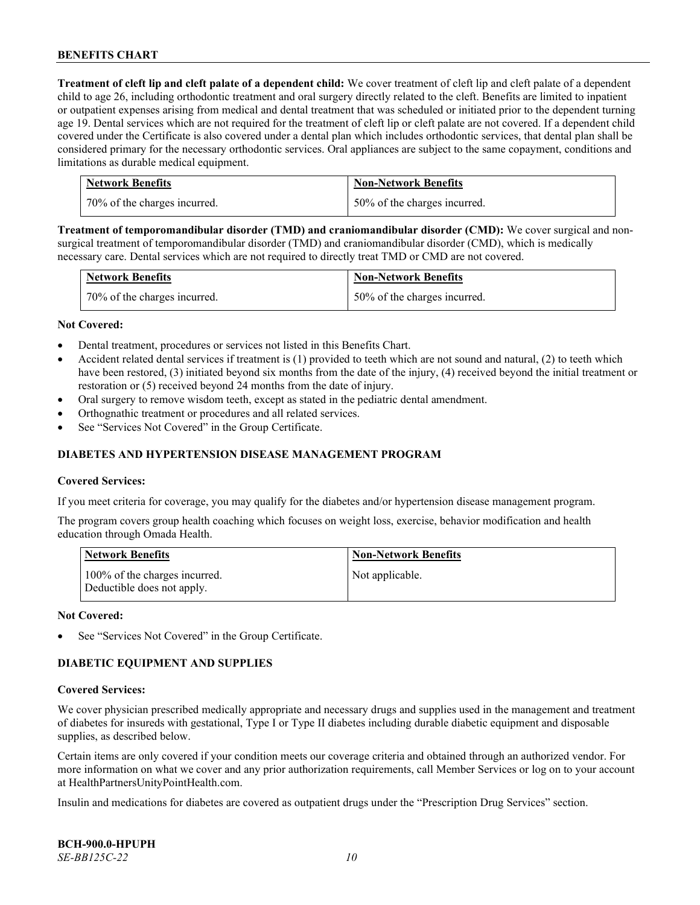**Treatment of cleft lip and cleft palate of a dependent child:** We cover treatment of cleft lip and cleft palate of a dependent child to age 26, including orthodontic treatment and oral surgery directly related to the cleft. Benefits are limited to inpatient or outpatient expenses arising from medical and dental treatment that was scheduled or initiated prior to the dependent turning age 19. Dental services which are not required for the treatment of cleft lip or cleft palate are not covered. If a dependent child covered under the Certificate is also covered under a dental plan which includes orthodontic services, that dental plan shall be considered primary for the necessary orthodontic services. Oral appliances are subject to the same copayment, conditions and limitations as durable medical equipment.

| Network Benefits | Non-Network Benefits |
|---|---|
| 70% of the charges incurred. | 50% of the charges incurred. |

**Treatment of temporomandibular disorder (TMD) and craniomandibular disorder (CMD):** We cover surgical and non-surgical treatment of temporomandibular disorder (TMD) and craniomandibular disorder (CMD), which is medically necessary care. Dental services which are not required to directly treat TMD or CMD are not covered.

| Network Benefits | Non-Network Benefits |
|---|---|
| 70% of the charges incurred. | 50% of the charges incurred. |

**Not Covered:**

- Dental treatment, procedures or services not listed in this Benefits Chart.
- Accident related dental services if treatment is (1) provided to teeth which are not sound and natural, (2) to teeth which have been restored, (3) initiated beyond six months from the date of the injury, (4) received beyond the initial treatment or restoration or (5) received beyond 24 months from the date of injury.
- Oral surgery to remove wisdom teeth, except as stated in the pediatric dental amendment.
- Orthognathic treatment or procedures and all related services.
- See "Services Not Covered" in the Group Certificate.

## DIABETES AND HYPERTENSION DISEASE MANAGEMENT PROGRAM

**Covered Services:**

If you meet criteria for coverage, you may qualify for the diabetes and/or hypertension disease management program.

The program covers group health coaching which focuses on weight loss, exercise, behavior modification and health education through Omada Health.

| Network Benefits | Non-Network Benefits |
|---|---|
| 100% of the charges incurred. Deductible does not apply. | Not applicable. |

**Not Covered:**

- See "Services Not Covered" in the Group Certificate.

## DIABETIC EQUIPMENT AND SUPPLIES

**Covered Services:**

We cover physician prescribed medically appropriate and necessary drugs and supplies used in the management and treatment of diabetes for insureds with gestational, Type I or Type II diabetes including durable diabetic equipment and disposable supplies, as described below.

Certain items are only covered if your condition meets our coverage criteria and obtained through an authorized vendor. For more information on what we cover and any prior authorization requirements, call Member Services or log on to your account at HealthPartnersUnityPointHealth.com.

Insulin and medications for diabetes are covered as outpatient drugs under the "Prescription Drug Services" section.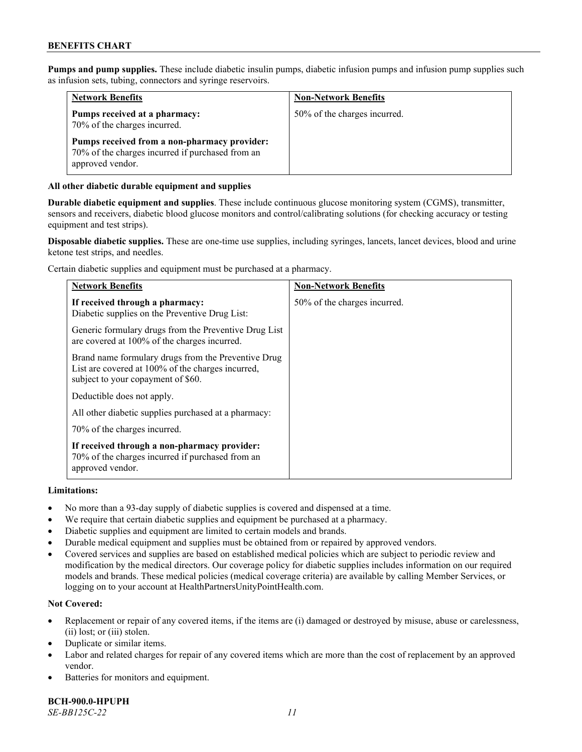**Pumps and pump supplies.** These include diabetic insulin pumps, diabetic infusion pumps and infusion pump supplies such as infusion sets, tubing, connectors and syringe reservoirs.

| Network Benefits | Non-Network Benefits |
|---|---|
| **Pumps received at a pharmacy:** 70% of the charges incurred.<br><br>**Pumps received from a non-pharmacy provider:** 70% of the charges incurred if purchased from an approved vendor. | 50% of the charges incurred. |

**All other diabetic durable equipment and supplies**

**Durable diabetic equipment and supplies**. These include continuous glucose monitoring system (CGMS), transmitter, sensors and receivers, diabetic blood glucose monitors and control/calibrating solutions (for checking accuracy or testing equipment and test strips).

**Disposable diabetic supplies.** These are one-time use supplies, including syringes, lancets, lancet devices, blood and urine ketone test strips, and needles.

Certain diabetic supplies and equipment must be purchased at a pharmacy.

| Network Benefits | Non-Network Benefits |
|---|---|
| **If received through a pharmacy:** Diabetic supplies on the Preventive Drug List:<br><br>Generic formulary drugs from the Preventive Drug List are covered at 100% of the charges incurred.<br><br>Brand name formulary drugs from the Preventive Drug List are covered at 100% of the charges incurred, subject to your copayment of $60.<br><br>Deductible does not apply.<br><br>All other diabetic supplies purchased at a pharmacy:<br><br>70% of the charges incurred.<br><br>**If received through a non-pharmacy provider:** 70% of the charges incurred if purchased from an approved vendor. | 50% of the charges incurred. |

**Limitations:**

- No more than a 93-day supply of diabetic supplies is covered and dispensed at a time.
- We require that certain diabetic supplies and equipment be purchased at a pharmacy.
- Diabetic supplies and equipment are limited to certain models and brands.
- Durable medical equipment and supplies must be obtained from or repaired by approved vendors.
- Covered services and supplies are based on established medical policies which are subject to periodic review and modification by the medical directors. Our coverage policy for diabetic supplies includes information on our required models and brands. These medical policies (medical coverage criteria) are available by calling Member Services, or logging on to your account at HealthPartnersUnityPointHealth.com.

**Not Covered:**

- Replacement or repair of any covered items, if the items are (i) damaged or destroyed by misuse, abuse or carelessness, (ii) lost; or (iii) stolen.
- Duplicate or similar items.
- Labor and related charges for repair of any covered items which are more than the cost of replacement by an approved vendor.
- Batteries for monitors and equipment.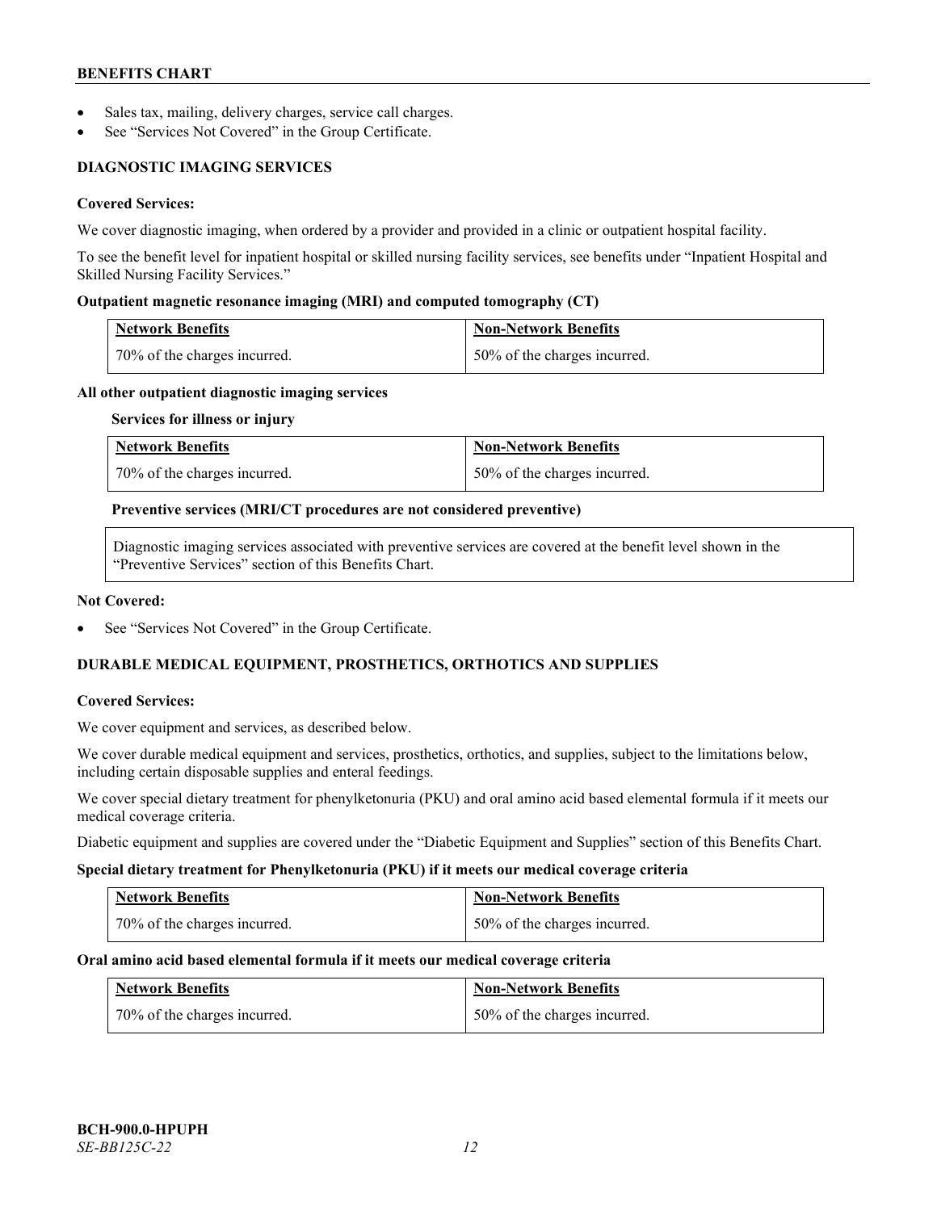- Sales tax, mailing, delivery charges, service call charges.
- See "Services Not Covered" in the Group Certificate.

### DIAGNOSTIC IMAGING SERVICES

**Covered Services:**

We cover diagnostic imaging, when ordered by a provider and provided in a clinic or outpatient hospital facility.

To see the benefit level for inpatient hospital or skilled nursing facility services, see benefits under "Inpatient Hospital and Skilled Nursing Facility Services."

**Outpatient magnetic resonance imaging (MRI) and computed tomography (CT)**

| Network Benefits | Non-Network Benefits |
| --- | --- |
| 70% of the charges incurred. | 50% of the charges incurred. |

**All other outpatient diagnostic imaging services**

**Services for illness or injury**

| Network Benefits | Non-Network Benefits |
| --- | --- |
| 70% of the charges incurred. | 50% of the charges incurred. |

**Preventive services (MRI/CT procedures are not considered preventive)**

Diagnostic imaging services associated with preventive services are covered at the benefit level shown in the "Preventive Services" section of this Benefits Chart.

**Not Covered:**

- See "Services Not Covered" in the Group Certificate.

### DURABLE MEDICAL EQUIPMENT, PROSTHETICS, ORTHOTICS AND SUPPLIES

**Covered Services:**

We cover equipment and services, as described below.

We cover durable medical equipment and services, prosthetics, orthotics, and supplies, subject to the limitations below, including certain disposable supplies and enteral feedings.

We cover special dietary treatment for phenylketonuria (PKU) and oral amino acid based elemental formula if it meets our medical coverage criteria.

Diabetic equipment and supplies are covered under the "Diabetic Equipment and Supplies" section of this Benefits Chart.

**Special dietary treatment for Phenylketonuria (PKU) if it meets our medical coverage criteria**

| Network Benefits | Non-Network Benefits |
| --- | --- |
| 70% of the charges incurred. | 50% of the charges incurred. |

**Oral amino acid based elemental formula if it meets our medical coverage criteria**

| Network Benefits | Non-Network Benefits |
| --- | --- |
| 70% of the charges incurred. | 50% of the charges incurred. |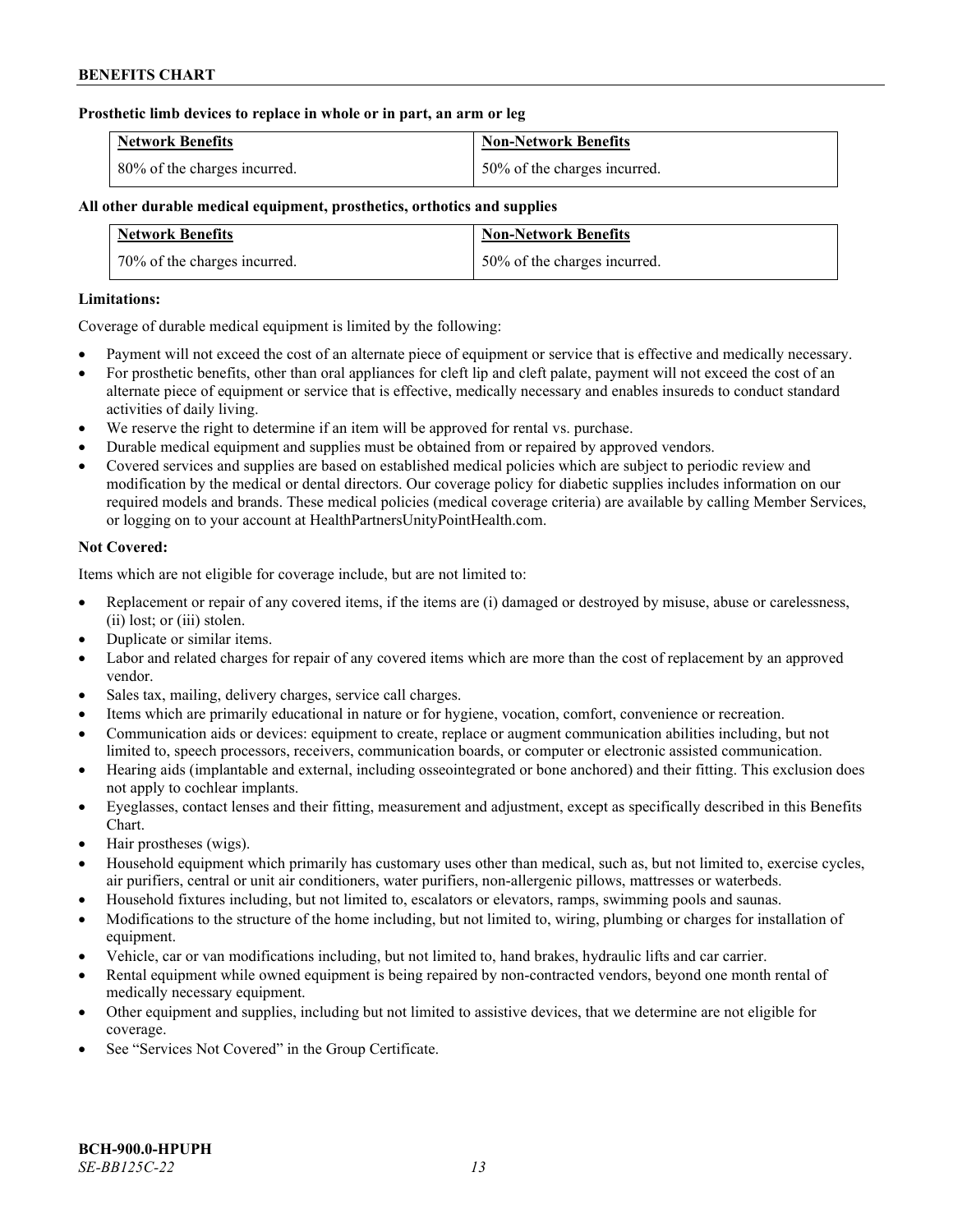**Prosthetic limb devices to replace in whole or in part, an arm or leg**

| Network Benefits | Non-Network Benefits |
| --- | --- |
| 80% of the charges incurred. | 50% of the charges incurred. |

**All other durable medical equipment, prosthetics, orthotics and supplies**

| Network Benefits | Non-Network Benefits |
| --- | --- |
| 70% of the charges incurred. | 50% of the charges incurred. |

**Limitations:**

Coverage of durable medical equipment is limited by the following:

- Payment will not exceed the cost of an alternate piece of equipment or service that is effective and medically necessary.
- For prosthetic benefits, other than oral appliances for cleft lip and cleft palate, payment will not exceed the cost of an alternate piece of equipment or service that is effective, medically necessary and enables insureds to conduct standard activities of daily living.
- We reserve the right to determine if an item will be approved for rental vs. purchase.
- Durable medical equipment and supplies must be obtained from or repaired by approved vendors.
- Covered services and supplies are based on established medical policies which are subject to periodic review and modification by the medical or dental directors. Our coverage policy for diabetic supplies includes information on our required models and brands. These medical policies (medical coverage criteria) are available by calling Member Services, or logging on to your account at HealthPartnersUnityPointHealth.com.

**Not Covered:**

Items which are not eligible for coverage include, but are not limited to:

- Replacement or repair of any covered items, if the items are (i) damaged or destroyed by misuse, abuse or carelessness, (ii) lost; or (iii) stolen.
- Duplicate or similar items.
- Labor and related charges for repair of any covered items which are more than the cost of replacement by an approved vendor.
- Sales tax, mailing, delivery charges, service call charges.
- Items which are primarily educational in nature or for hygiene, vocation, comfort, convenience or recreation.
- Communication aids or devices: equipment to create, replace or augment communication abilities including, but not limited to, speech processors, receivers, communication boards, or computer or electronic assisted communication.
- Hearing aids (implantable and external, including osseointegrated or bone anchored) and their fitting. This exclusion does not apply to cochlear implants.
- Eyeglasses, contact lenses and their fitting, measurement and adjustment, except as specifically described in this Benefits Chart.
- Hair prostheses (wigs).
- Household equipment which primarily has customary uses other than medical, such as, but not limited to, exercise cycles, air purifiers, central or unit air conditioners, water purifiers, non-allergenic pillows, mattresses or waterbeds.
- Household fixtures including, but not limited to, escalators or elevators, ramps, swimming pools and saunas.
- Modifications to the structure of the home including, but not limited to, wiring, plumbing or charges for installation of equipment.
- Vehicle, car or van modifications including, but not limited to, hand brakes, hydraulic lifts and car carrier.
- Rental equipment while owned equipment is being repaired by non-contracted vendors, beyond one month rental of medically necessary equipment.
- Other equipment and supplies, including but not limited to assistive devices, that we determine are not eligible for coverage.
- See "Services Not Covered" in the Group Certificate.

**BCH-900.0-HPUPH**
*SE-BB125C-22*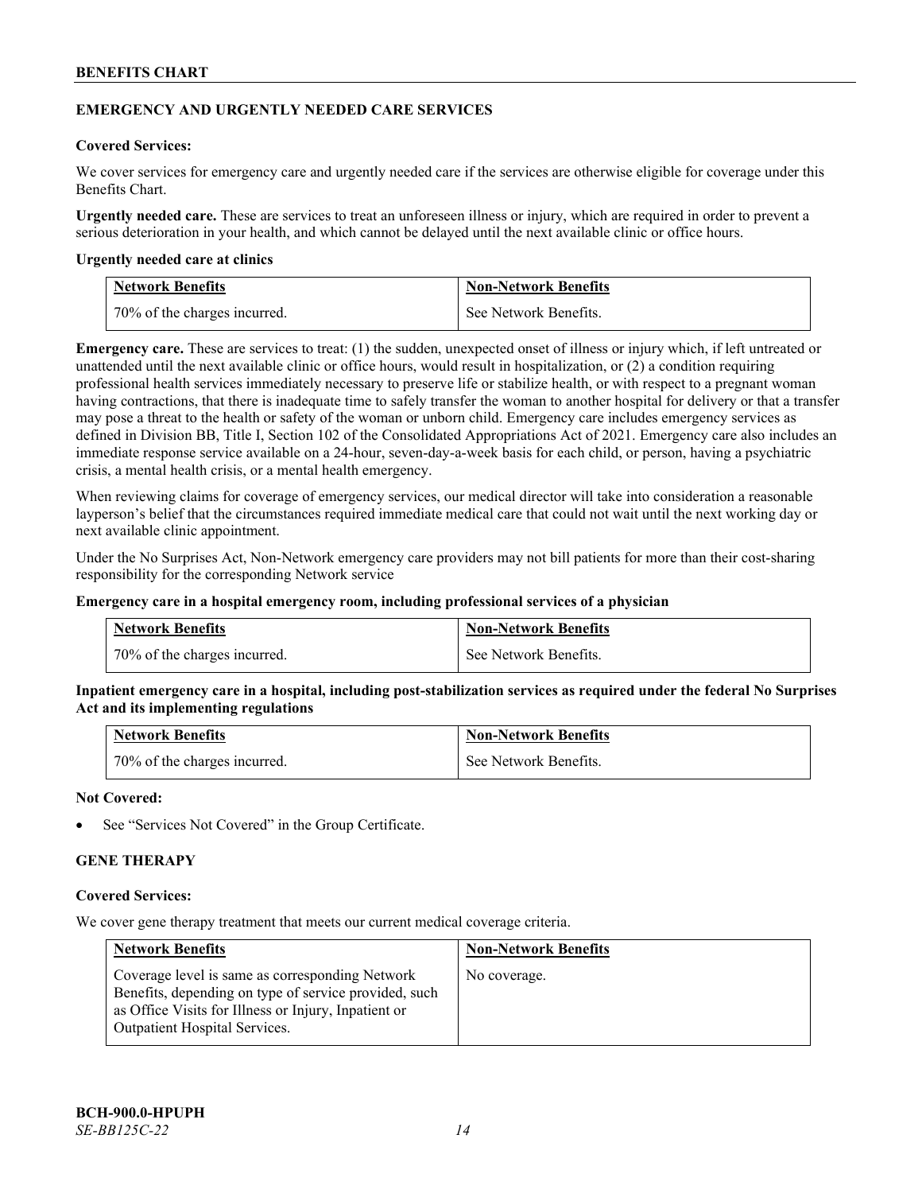## EMERGENCY AND URGENTLY NEEDED CARE SERVICES

**Covered Services:**

We cover services for emergency care and urgently needed care if the services are otherwise eligible for coverage under this Benefits Chart.

**Urgently needed care.** These are services to treat an unforeseen illness or injury, which are required in order to prevent a serious deterioration in your health, and which cannot be delayed until the next available clinic or office hours.

**Urgently needed care at clinics**

| Network Benefits | Non-Network Benefits |
|---|---|
| 70% of the charges incurred. | See Network Benefits. |

**Emergency care.** These are services to treat: (1) the sudden, unexpected onset of illness or injury which, if left untreated or unattended until the next available clinic or office hours, would result in hospitalization, or (2) a condition requiring professional health services immediately necessary to preserve life or stabilize health, or with respect to a pregnant woman having contractions, that there is inadequate time to safely transfer the woman to another hospital for delivery or that a transfer may pose a threat to the health or safety of the woman or unborn child. Emergency care includes emergency services as defined in Division BB, Title I, Section 102 of the Consolidated Appropriations Act of 2021. Emergency care also includes an immediate response service available on a 24-hour, seven-day-a-week basis for each child, or person, having a psychiatric crisis, a mental health crisis, or a mental health emergency.

When reviewing claims for coverage of emergency services, our medical director will take into consideration a reasonable layperson's belief that the circumstances required immediate medical care that could not wait until the next working day or next available clinic appointment.

Under the No Surprises Act, Non-Network emergency care providers may not bill patients for more than their cost-sharing responsibility for the corresponding Network service

**Emergency care in a hospital emergency room, including professional services of a physician**

| Network Benefits | Non-Network Benefits |
|---|---|
| 70% of the charges incurred. | See Network Benefits. |

**Inpatient emergency care in a hospital, including post-stabilization services as required under the federal No Surprises Act and its implementing regulations**

| Network Benefits | Non-Network Benefits |
|---|---|
| 70% of the charges incurred. | See Network Benefits. |

**Not Covered:**

- See "Services Not Covered" in the Group Certificate.

## GENE THERAPY

**Covered Services:**

We cover gene therapy treatment that meets our current medical coverage criteria.

| Network Benefits | Non-Network Benefits |
|---|---|
| Coverage level is same as corresponding Network Benefits, depending on type of service provided, such as Office Visits for Illness or Injury, Inpatient or Outpatient Hospital Services. | No coverage. |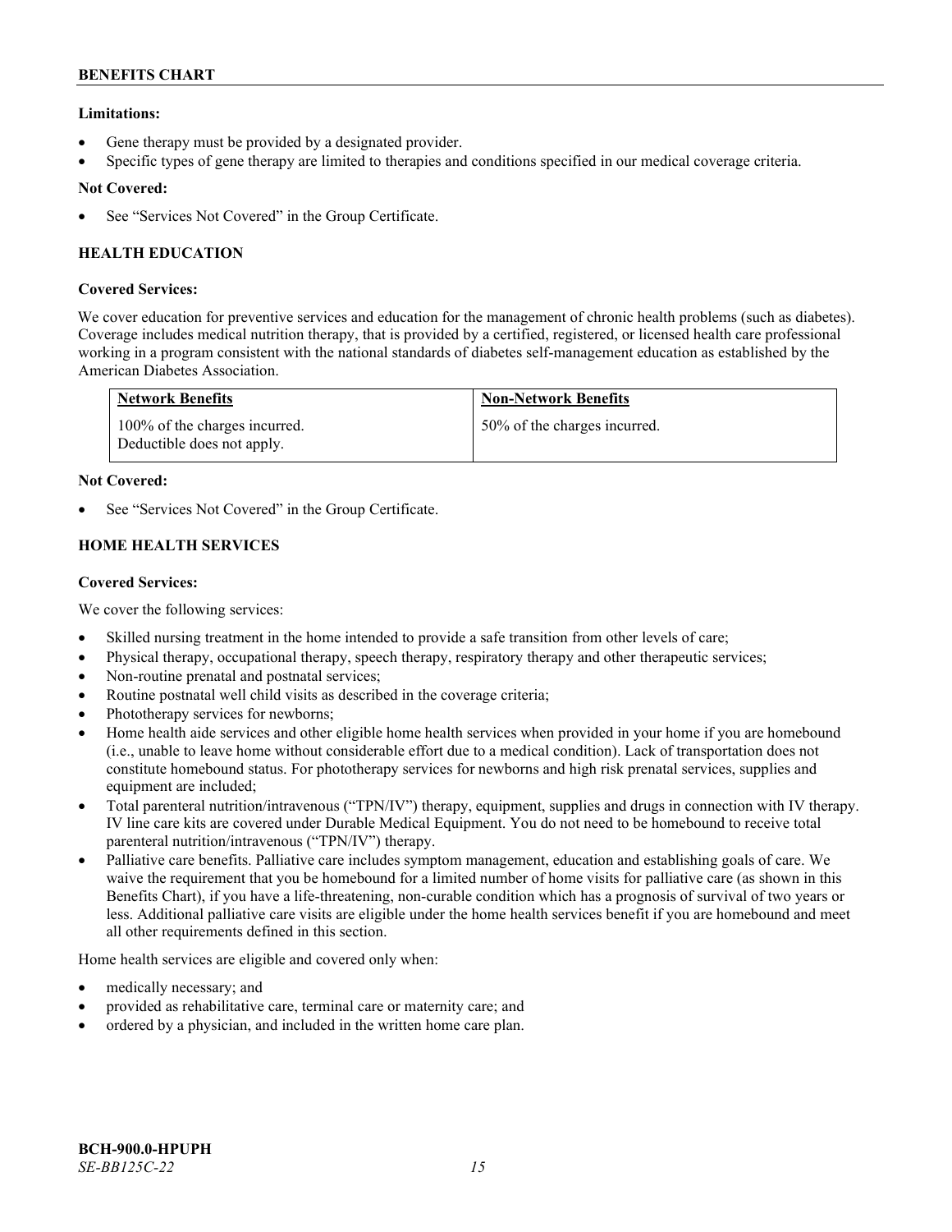**Limitations:**

- Gene therapy must be provided by a designated provider.
- Specific types of gene therapy are limited to therapies and conditions specified in our medical coverage criteria.

**Not Covered:**

- See "Services Not Covered" in the Group Certificate.

### HEALTH EDUCATION

**Covered Services:**

We cover education for preventive services and education for the management of chronic health problems (such as diabetes). Coverage includes medical nutrition therapy, that is provided by a certified, registered, or licensed health care professional working in a program consistent with the national standards of diabetes self-management education as established by the American Diabetes Association.

| Network Benefits | Non-Network Benefits |
| --- | --- |
| 100% of the charges incurred. Deductible does not apply. | 50% of the charges incurred. |

**Not Covered:**

- See "Services Not Covered" in the Group Certificate.

### HOME HEALTH SERVICES

**Covered Services:**

We cover the following services:

- Skilled nursing treatment in the home intended to provide a safe transition from other levels of care;
- Physical therapy, occupational therapy, speech therapy, respiratory therapy and other therapeutic services;
- Non-routine prenatal and postnatal services;
- Routine postnatal well child visits as described in the coverage criteria;
- Phototherapy services for newborns;
- Home health aide services and other eligible home health services when provided in your home if you are homebound (i.e., unable to leave home without considerable effort due to a medical condition). Lack of transportation does not constitute homebound status. For phototherapy services for newborns and high risk prenatal services, supplies and equipment are included;
- Total parenteral nutrition/intravenous ("TPN/IV") therapy, equipment, supplies and drugs in connection with IV therapy. IV line care kits are covered under Durable Medical Equipment. You do not need to be homebound to receive total parenteral nutrition/intravenous ("TPN/IV") therapy.
- Palliative care benefits. Palliative care includes symptom management, education and establishing goals of care. We waive the requirement that you be homebound for a limited number of home visits for palliative care (as shown in this Benefits Chart), if you have a life-threatening, non-curable condition which has a prognosis of survival of two years or less. Additional palliative care visits are eligible under the home health services benefit if you are homebound and meet all other requirements defined in this section.

Home health services are eligible and covered only when:

- medically necessary; and
- provided as rehabilitative care, terminal care or maternity care; and
- ordered by a physician, and included in the written home care plan.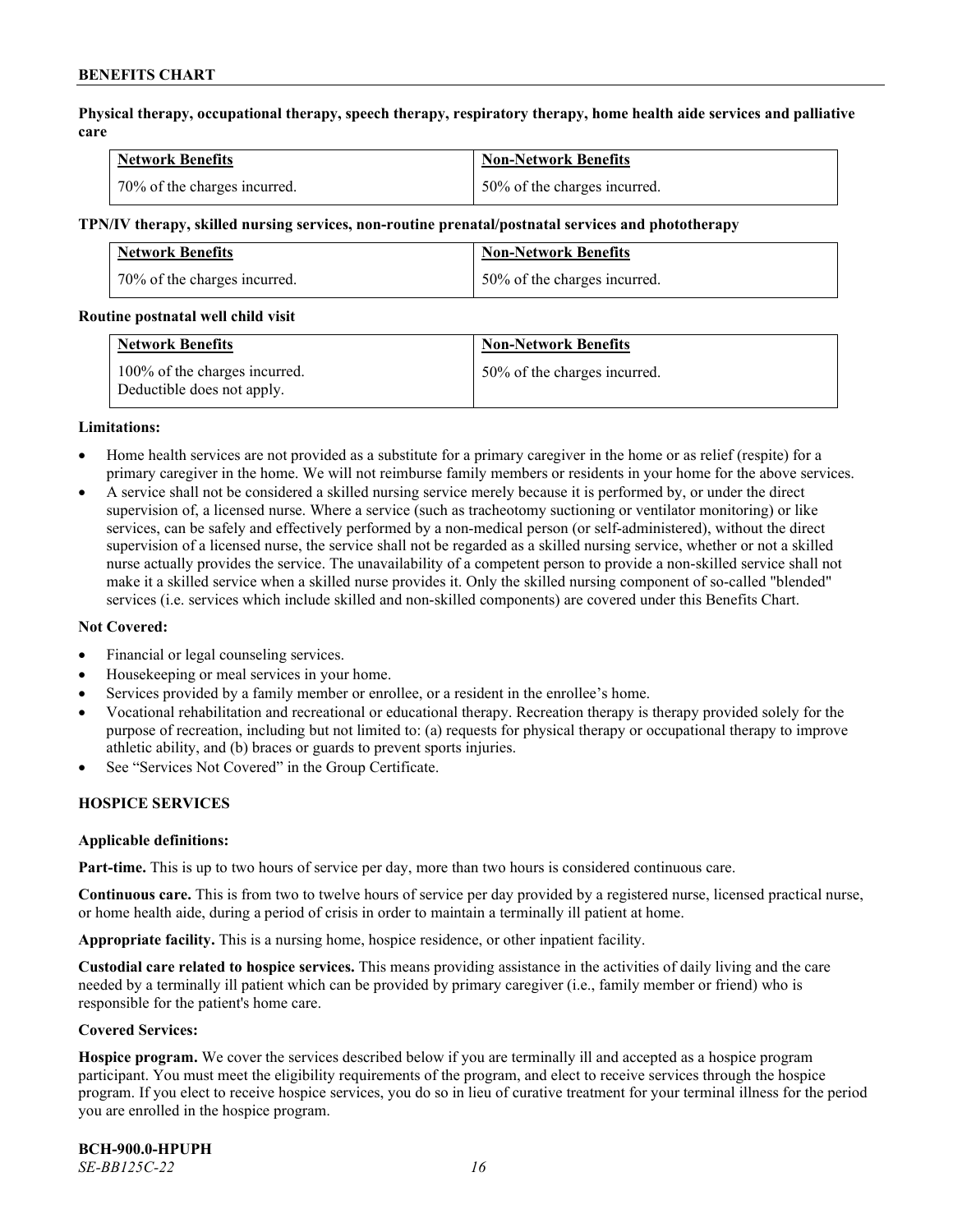**Physical therapy, occupational therapy, speech therapy, respiratory therapy, home health aide services and palliative care**

| Network Benefits | Non-Network Benefits |
|---|---|
| 70% of the charges incurred. | 50% of the charges incurred. |

**TPN/IV therapy, skilled nursing services, non-routine prenatal/postnatal services and phototherapy**

| Network Benefits | Non-Network Benefits |
|---|---|
| 70% of the charges incurred. | 50% of the charges incurred. |

**Routine postnatal well child visit**

| Network Benefits | Non-Network Benefits |
|---|---|
| 100% of the charges incurred. Deductible does not apply. | 50% of the charges incurred. |

**Limitations:**

- Home health services are not provided as a substitute for a primary caregiver in the home or as relief (respite) for a primary caregiver in the home. We will not reimburse family members or residents in your home for the above services.
- A service shall not be considered a skilled nursing service merely because it is performed by, or under the direct supervision of, a licensed nurse. Where a service (such as tracheotomy suctioning or ventilator monitoring) or like services, can be safely and effectively performed by a non-medical person (or self-administered), without the direct supervision of a licensed nurse, the service shall not be regarded as a skilled nursing service, whether or not a skilled nurse actually provides the service. The unavailability of a competent person to provide a non-skilled service shall not make it a skilled service when a skilled nurse provides it. Only the skilled nursing component of so-called "blended" services (i.e. services which include skilled and non-skilled components) are covered under this Benefits Chart.

**Not Covered:**

- Financial or legal counseling services.
- Housekeeping or meal services in your home.
- Services provided by a family member or enrollee, or a resident in the enrollee's home.
- Vocational rehabilitation and recreational or educational therapy. Recreation therapy is therapy provided solely for the purpose of recreation, including but not limited to: (a) requests for physical therapy or occupational therapy to improve athletic ability, and (b) braces or guards to prevent sports injuries.
- See "Services Not Covered" in the Group Certificate.

## HOSPICE SERVICES

**Applicable definitions:**

**Part-time.** This is up to two hours of service per day, more than two hours is considered continuous care.

**Continuous care.** This is from two to twelve hours of service per day provided by a registered nurse, licensed practical nurse, or home health aide, during a period of crisis in order to maintain a terminally ill patient at home.

**Appropriate facility.** This is a nursing home, hospice residence, or other inpatient facility.

**Custodial care related to hospice services.** This means providing assistance in the activities of daily living and the care needed by a terminally ill patient which can be provided by primary caregiver (i.e., family member or friend) who is responsible for the patient's home care.

**Covered Services:**

**Hospice program.** We cover the services described below if you are terminally ill and accepted as a hospice program participant. You must meet the eligibility requirements of the program, and elect to receive services through the hospice program. If you elect to receive hospice services, you do so in lieu of curative treatment for your terminal illness for the period you are enrolled in the hospice program.

**BCH-900.0-HPUPH**
*SE-BB125C-22*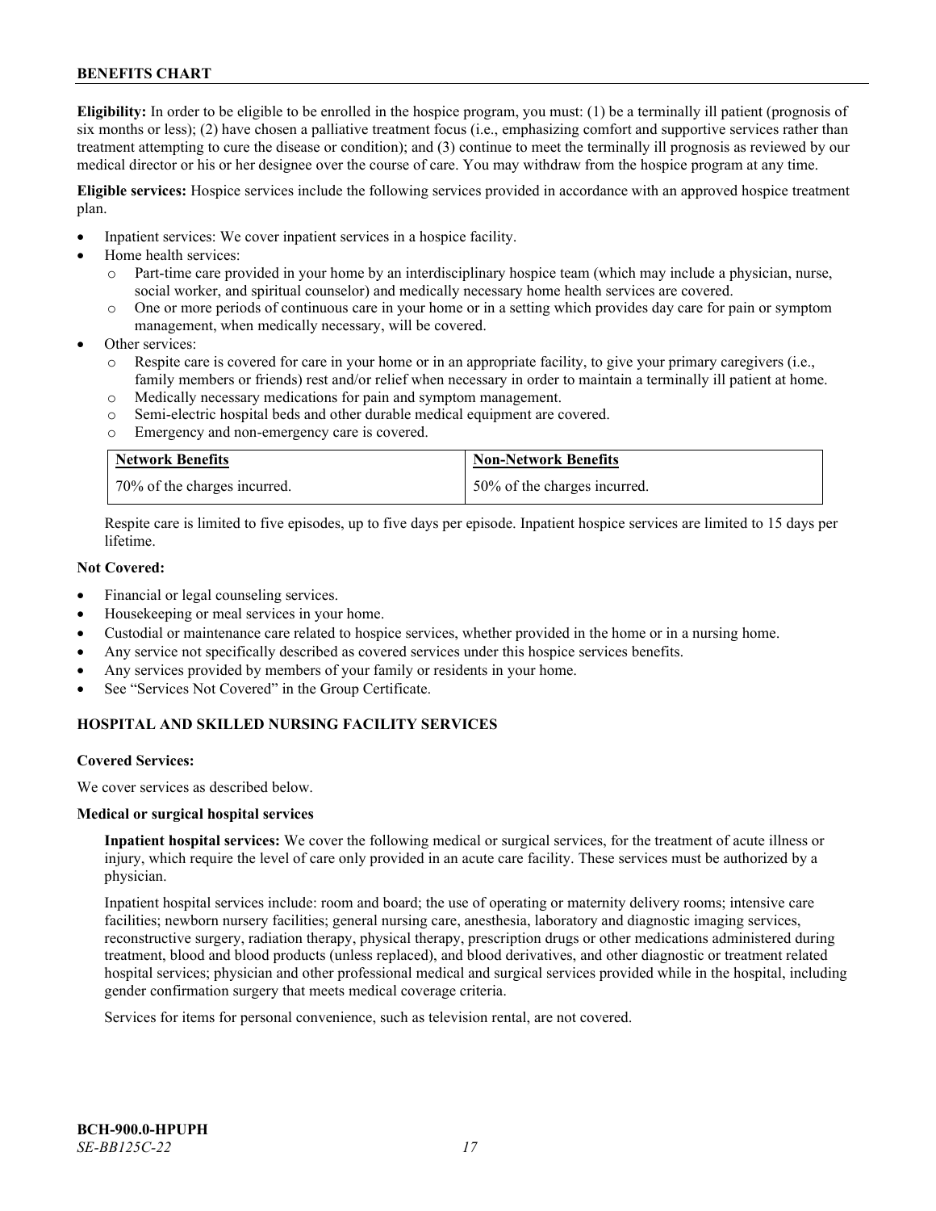**Eligibility:** In order to be eligible to be enrolled in the hospice program, you must: (1) be a terminally ill patient (prognosis of six months or less); (2) have chosen a palliative treatment focus (i.e., emphasizing comfort and supportive services rather than treatment attempting to cure the disease or condition); and (3) continue to meet the terminally ill prognosis as reviewed by our medical director or his or her designee over the course of care. You may withdraw from the hospice program at any time.

**Eligible services:** Hospice services include the following services provided in accordance with an approved hospice treatment plan.

- Inpatient services: We cover inpatient services in a hospice facility.
- Home health services:
  - Part-time care provided in your home by an interdisciplinary hospice team (which may include a physician, nurse, social worker, and spiritual counselor) and medically necessary home health services are covered.
  - One or more periods of continuous care in your home or in a setting which provides day care for pain or symptom management, when medically necessary, will be covered.
- Other services:
  - Respite care is covered for care in your home or in an appropriate facility, to give your primary caregivers (i.e., family members or friends) rest and/or relief when necessary in order to maintain a terminally ill patient at home.
  - Medically necessary medications for pain and symptom management.
  - Semi-electric hospital beds and other durable medical equipment are covered.
  - Emergency and non-emergency care is covered.

| Network Benefits | Non-Network Benefits |
|---|---|
| 70% of the charges incurred. | 50% of the charges incurred. |

Respite care is limited to five episodes, up to five days per episode. Inpatient hospice services are limited to 15 days per lifetime.

**Not Covered:**

- Financial or legal counseling services.
- Housekeeping or meal services in your home.
- Custodial or maintenance care related to hospice services, whether provided in the home or in a nursing home.
- Any service not specifically described as covered services under this hospice services benefits.
- Any services provided by members of your family or residents in your home.
- See "Services Not Covered" in the Group Certificate.

## HOSPITAL AND SKILLED NURSING FACILITY SERVICES

**Covered Services:**

We cover services as described below.

**Medical or surgical hospital services**

**Inpatient hospital services:** We cover the following medical or surgical services, for the treatment of acute illness or injury, which require the level of care only provided in an acute care facility. These services must be authorized by a physician.

Inpatient hospital services include: room and board; the use of operating or maternity delivery rooms; intensive care facilities; newborn nursery facilities; general nursing care, anesthesia, laboratory and diagnostic imaging services, reconstructive surgery, radiation therapy, physical therapy, prescription drugs or other medications administered during treatment, blood and blood products (unless replaced), and blood derivatives, and other diagnostic or treatment related hospital services; physician and other professional medical and surgical services provided while in the hospital, including gender confirmation surgery that meets medical coverage criteria.

Services for items for personal convenience, such as television rental, are not covered.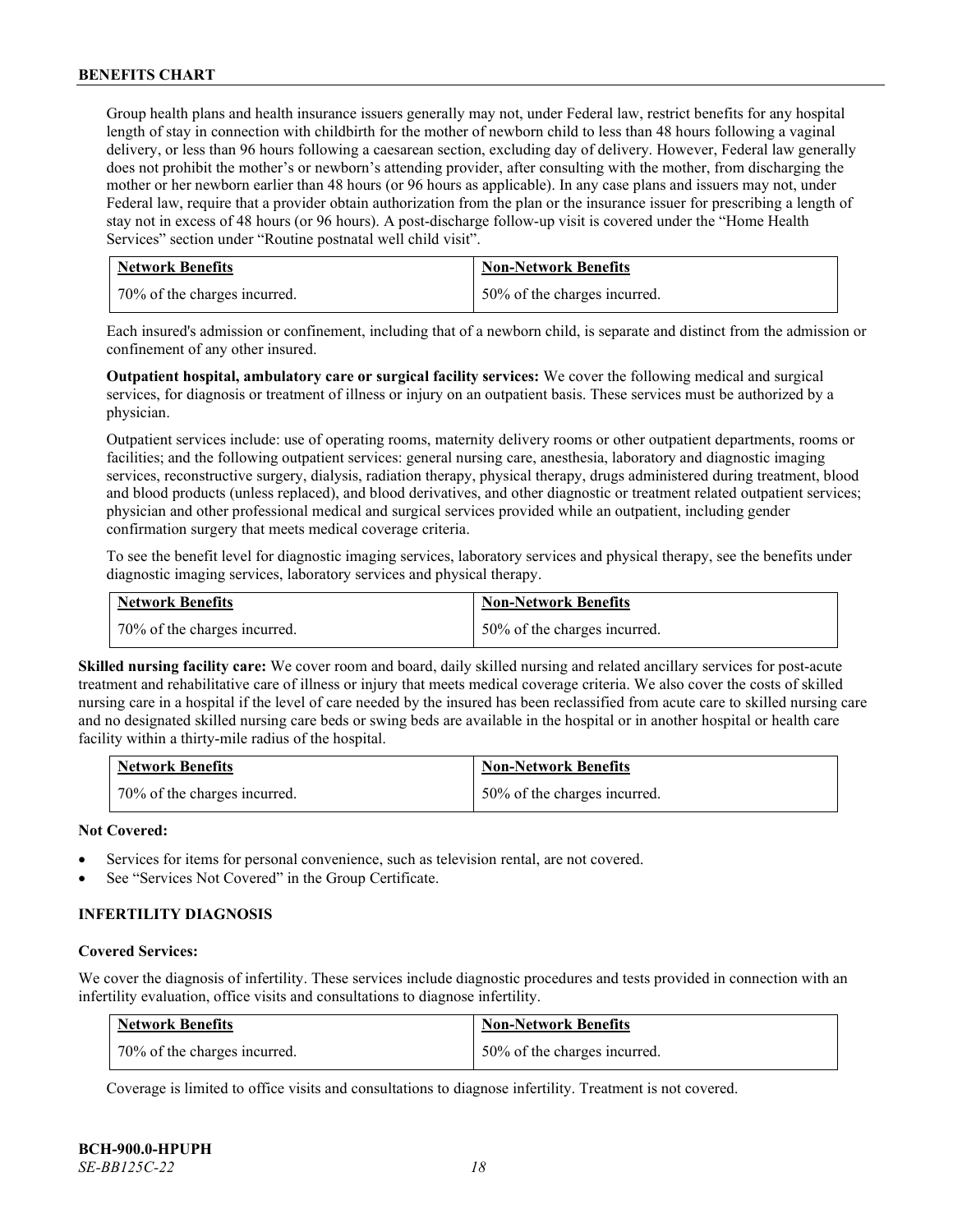Group health plans and health insurance issuers generally may not, under Federal law, restrict benefits for any hospital length of stay in connection with childbirth for the mother of newborn child to less than 48 hours following a vaginal delivery, or less than 96 hours following a caesarean section, excluding day of delivery. However, Federal law generally does not prohibit the mother's or newborn's attending provider, after consulting with the mother, from discharging the mother or her newborn earlier than 48 hours (or 96 hours as applicable). In any case plans and issuers may not, under Federal law, require that a provider obtain authorization from the plan or the insurance issuer for prescribing a length of stay not in excess of 48 hours (or 96 hours). A post-discharge follow-up visit is covered under the "Home Health Services" section under "Routine postnatal well child visit".

| Network Benefits | Non-Network Benefits |
|---|---|
| 70% of the charges incurred. | 50% of the charges incurred. |

Each insured's admission or confinement, including that of a newborn child, is separate and distinct from the admission or confinement of any other insured.

**Outpatient hospital, ambulatory care or surgical facility services:** We cover the following medical and surgical services, for diagnosis or treatment of illness or injury on an outpatient basis. These services must be authorized by a physician.

Outpatient services include: use of operating rooms, maternity delivery rooms or other outpatient departments, rooms or facilities; and the following outpatient services: general nursing care, anesthesia, laboratory and diagnostic imaging services, reconstructive surgery, dialysis, radiation therapy, physical therapy, drugs administered during treatment, blood and blood products (unless replaced), and blood derivatives, and other diagnostic or treatment related outpatient services; physician and other professional medical and surgical services provided while an outpatient, including gender confirmation surgery that meets medical coverage criteria.

To see the benefit level for diagnostic imaging services, laboratory services and physical therapy, see the benefits under diagnostic imaging services, laboratory services and physical therapy.

| Network Benefits | Non-Network Benefits |
|---|---|
| 70% of the charges incurred. | 50% of the charges incurred. |

**Skilled nursing facility care:** We cover room and board, daily skilled nursing and related ancillary services for post-acute treatment and rehabilitative care of illness or injury that meets medical coverage criteria. We also cover the costs of skilled nursing care in a hospital if the level of care needed by the insured has been reclassified from acute care to skilled nursing care and no designated skilled nursing care beds or swing beds are available in the hospital or in another hospital or health care facility within a thirty-mile radius of the hospital.

| Network Benefits | Non-Network Benefits |
|---|---|
| 70% of the charges incurred. | 50% of the charges incurred. |

**Not Covered:**

- Services for items for personal convenience, such as television rental, are not covered.
- See "Services Not Covered" in the Group Certificate.

### INFERTILITY DIAGNOSIS

**Covered Services:**

We cover the diagnosis of infertility. These services include diagnostic procedures and tests provided in connection with an infertility evaluation, office visits and consultations to diagnose infertility.

| Network Benefits | Non-Network Benefits |
|---|---|
| 70% of the charges incurred. | 50% of the charges incurred. |

Coverage is limited to office visits and consultations to diagnose infertility. Treatment is not covered.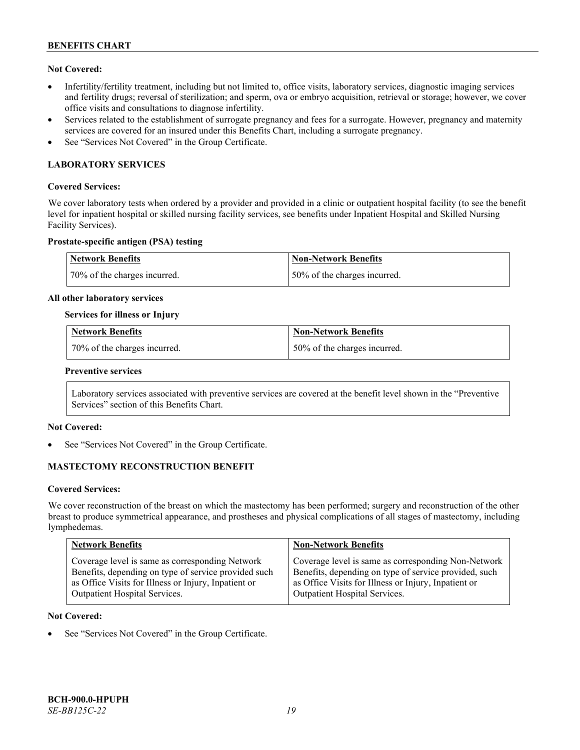**Not Covered:**

- Infertility/fertility treatment, including but not limited to, office visits, laboratory services, diagnostic imaging services and fertility drugs; reversal of sterilization; and sperm, ova or embryo acquisition, retrieval or storage; however, we cover office visits and consultations to diagnose infertility.
- Services related to the establishment of surrogate pregnancy and fees for a surrogate. However, pregnancy and maternity services are covered for an insured under this Benefits Chart, including a surrogate pregnancy.
- See "Services Not Covered" in the Group Certificate.

## LABORATORY SERVICES

**Covered Services:**

We cover laboratory tests when ordered by a provider and provided in a clinic or outpatient hospital facility (to see the benefit level for inpatient hospital or skilled nursing facility services, see benefits under Inpatient Hospital and Skilled Nursing Facility Services).

**Prostate-specific antigen (PSA) testing**

| Network Benefits | Non-Network Benefits |
|---|---|
| 70% of the charges incurred. | 50% of the charges incurred. |

**All other laboratory services**

**Services for illness or Injury**

| Network Benefits | Non-Network Benefits |
|---|---|
| 70% of the charges incurred. | 50% of the charges incurred. |

**Preventive services**

Laboratory services associated with preventive services are covered at the benefit level shown in the "Preventive Services" section of this Benefits Chart.

**Not Covered:**

- See "Services Not Covered" in the Group Certificate.

## MASTECTOMY RECONSTRUCTION BENEFIT

**Covered Services:**

We cover reconstruction of the breast on which the mastectomy has been performed; surgery and reconstruction of the other breast to produce symmetrical appearance, and prostheses and physical complications of all stages of mastectomy, including lymphedemas.

| Network Benefits | Non-Network Benefits |
|---|---|
| Coverage level is same as corresponding Network Benefits, depending on type of service provided such as Office Visits for Illness or Injury, Inpatient or Outpatient Hospital Services. | Coverage level is same as corresponding Non-Network Benefits, depending on type of service provided, such as Office Visits for Illness or Injury, Inpatient or Outpatient Hospital Services. |

**Not Covered:**

- See "Services Not Covered" in the Group Certificate.

**BCH-900.0-HPUPH**
*SE-BB125C-22*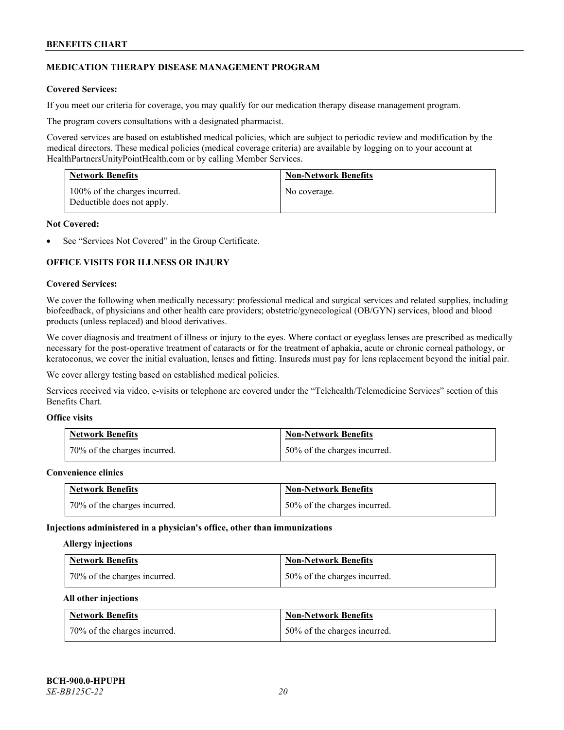## MEDICATION THERAPY DISEASE MANAGEMENT PROGRAM

**Covered Services:**

If you meet our criteria for coverage, you may qualify for our medication therapy disease management program.

The program covers consultations with a designated pharmacist.

Covered services are based on established medical policies, which are subject to periodic review and modification by the medical directors. These medical policies (medical coverage criteria) are available by logging on to your account at HealthPartnersUnityPointHealth.com or by calling Member Services.

| Network Benefits | Non-Network Benefits |
|---|---|
| 100% of the charges incurred. Deductible does not apply. | No coverage. |

**Not Covered:**

- See "Services Not Covered" in the Group Certificate.

## OFFICE VISITS FOR ILLNESS OR INJURY

**Covered Services:**

We cover the following when medically necessary: professional medical and surgical services and related supplies, including biofeedback, of physicians and other health care providers; obstetric/gynecological (OB/GYN) services, blood and blood products (unless replaced) and blood derivatives.

We cover diagnosis and treatment of illness or injury to the eyes. Where contact or eyeglass lenses are prescribed as medically necessary for the post-operative treatment of cataracts or for the treatment of aphakia, acute or chronic corneal pathology, or keratoconus, we cover the initial evaluation, lenses and fitting. Insureds must pay for lens replacement beyond the initial pair.

We cover allergy testing based on established medical policies.

Services received via video, e-visits or telephone are covered under the "Telehealth/Telemedicine Services" section of this Benefits Chart.

**Office visits**

| Network Benefits | Non-Network Benefits |
|---|---|
| 70% of the charges incurred. | 50% of the charges incurred. |

**Convenience clinics**

| Network Benefits | Non-Network Benefits |
|---|---|
| 70% of the charges incurred. | 50% of the charges incurred. |

**Injections administered in a physician's office, other than immunizations**

**Allergy injections**

| Network Benefits | Non-Network Benefits |
|---|---|
| 70% of the charges incurred. | 50% of the charges incurred. |

**All other injections**

| Network Benefits | Non-Network Benefits |
|---|---|
| 70% of the charges incurred. | 50% of the charges incurred. |

BCH-900.0-HPUPH
*SE-BB125C-22*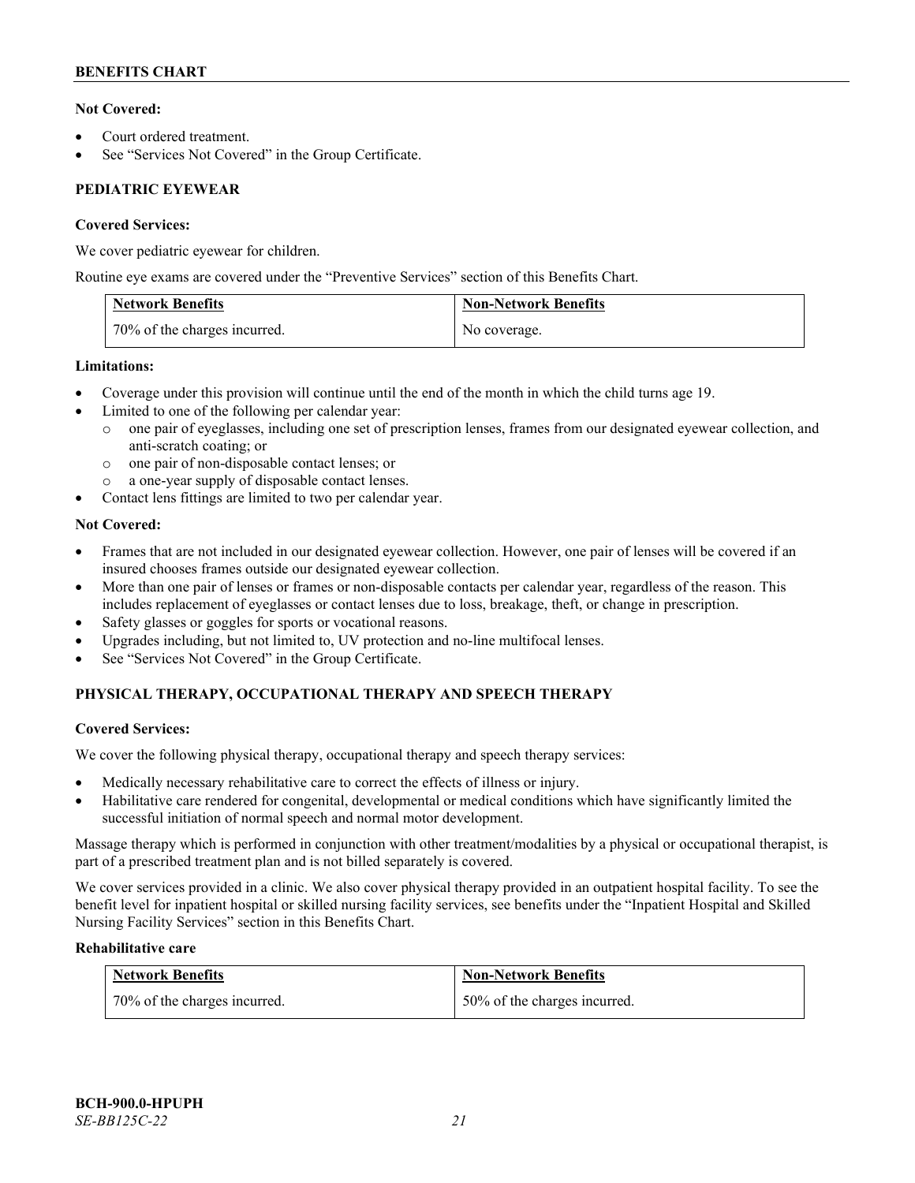**Not Covered:**

- Court ordered treatment.
- See "Services Not Covered" in the Group Certificate.

### PEDIATRIC EYEWEAR

**Covered Services:**

We cover pediatric eyewear for children.

Routine eye exams are covered under the "Preventive Services" section of this Benefits Chart.

| Network Benefits | Non-Network Benefits |
|---|---|
| 70% of the charges incurred. | No coverage. |

**Limitations:**

- Coverage under this provision will continue until the end of the month in which the child turns age 19.
- Limited to one of the following per calendar year:
  - one pair of eyeglasses, including one set of prescription lenses, frames from our designated eyewear collection, and anti-scratch coating; or
  - one pair of non-disposable contact lenses; or
  - a one-year supply of disposable contact lenses.
- Contact lens fittings are limited to two per calendar year.

**Not Covered:**

- Frames that are not included in our designated eyewear collection. However, one pair of lenses will be covered if an insured chooses frames outside our designated eyewear collection.
- More than one pair of lenses or frames or non-disposable contacts per calendar year, regardless of the reason. This includes replacement of eyeglasses or contact lenses due to loss, breakage, theft, or change in prescription.
- Safety glasses or goggles for sports or vocational reasons.
- Upgrades including, but not limited to, UV protection and no-line multifocal lenses.
- See "Services Not Covered" in the Group Certificate.

### PHYSICAL THERAPY, OCCUPATIONAL THERAPY AND SPEECH THERAPY

**Covered Services:**

We cover the following physical therapy, occupational therapy and speech therapy services:

- Medically necessary rehabilitative care to correct the effects of illness or injury.
- Habilitative care rendered for congenital, developmental or medical conditions which have significantly limited the successful initiation of normal speech and normal motor development.

Massage therapy which is performed in conjunction with other treatment/modalities by a physical or occupational therapist, is part of a prescribed treatment plan and is not billed separately is covered.

We cover services provided in a clinic. We also cover physical therapy provided in an outpatient hospital facility. To see the benefit level for inpatient hospital or skilled nursing facility services, see benefits under the "Inpatient Hospital and Skilled Nursing Facility Services" section in this Benefits Chart.

**Rehabilitative care**

| Network Benefits | Non-Network Benefits |
|---|---|
| 70% of the charges incurred. | 50% of the charges incurred. |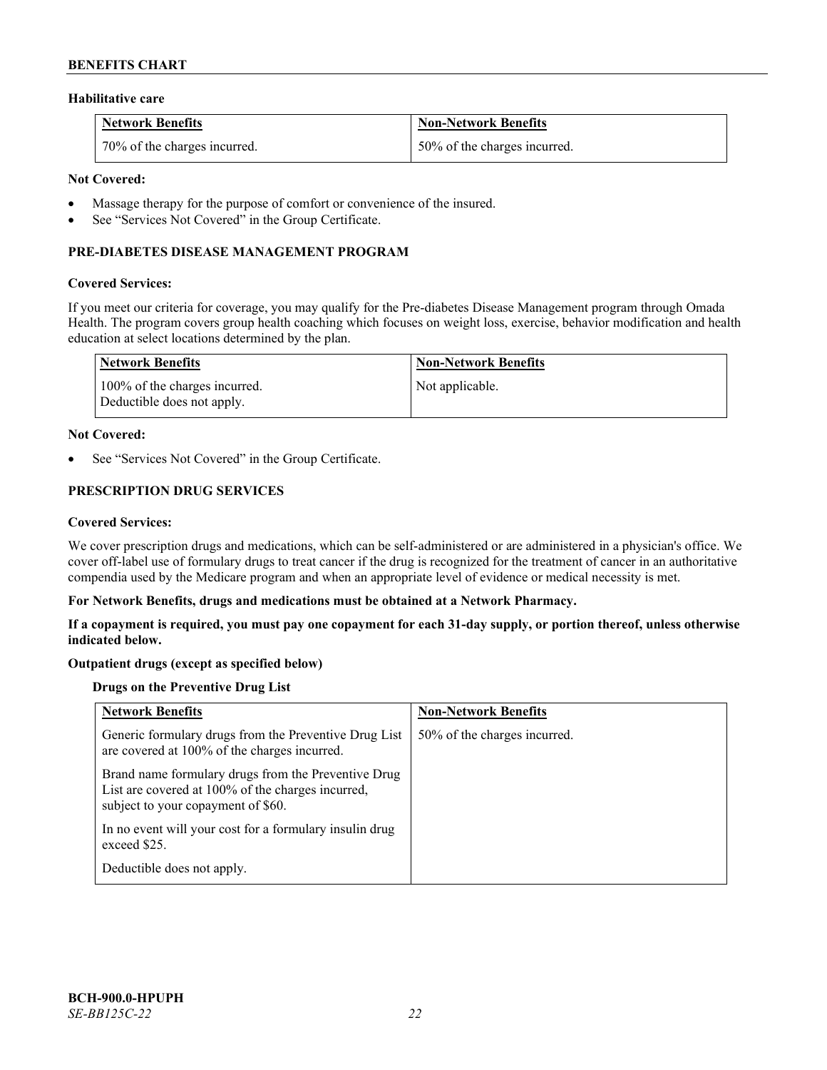### Habilitative care

| Network Benefits | Non-Network Benefits |
|---|---|
| 70% of the charges incurred. | 50% of the charges incurred. |

**Not Covered:**

- Massage therapy for the purpose of comfort or convenience of the insured.
- See "Services Not Covered" in the Group Certificate.

## PRE-DIABETES DISEASE MANAGEMENT PROGRAM

**Covered Services:**

If you meet our criteria for coverage, you may qualify for the Pre-diabetes Disease Management program through Omada Health. The program covers group health coaching which focuses on weight loss, exercise, behavior modification and health education at select locations determined by the plan.

| Network Benefits | Non-Network Benefits |
|---|---|
| 100% of the charges incurred.<br>Deductible does not apply. | Not applicable. |

**Not Covered:**

- See "Services Not Covered" in the Group Certificate.

## PRESCRIPTION DRUG SERVICES

**Covered Services:**

We cover prescription drugs and medications, which can be self-administered or are administered in a physician's office. We cover off-label use of formulary drugs to treat cancer if the drug is recognized for the treatment of cancer in an authoritative compendia used by the Medicare program and when an appropriate level of evidence or medical necessity is met.

**For Network Benefits, drugs and medications must be obtained at a Network Pharmacy.**

**If a copayment is required, you must pay one copayment for each 31-day supply, or portion thereof, unless otherwise indicated below.**

**Outpatient drugs (except as specified below)**

**Drugs on the Preventive Drug List**

| Network Benefits | Non-Network Benefits |
|---|---|
| Generic formulary drugs from the Preventive Drug List are covered at 100% of the charges incurred.<br><br>Brand name formulary drugs from the Preventive Drug List are covered at 100% of the charges incurred, subject to your copayment of $60.<br><br>In no event will your cost for a formulary insulin drug exceed $25.<br><br>Deductible does not apply. | 50% of the charges incurred. |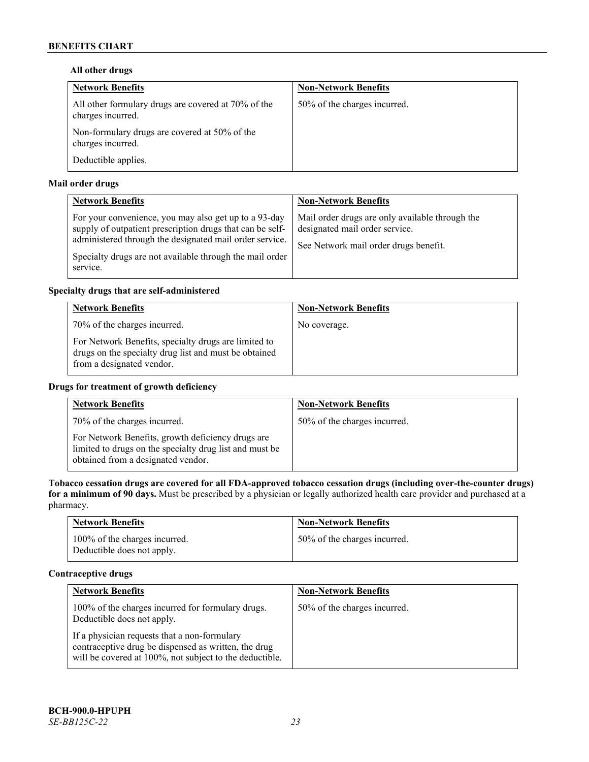**All other drugs**

| Network Benefits | Non-Network Benefits |
| --- | --- |
| All other formulary drugs are covered at 70% of the charges incurred.<br><br>Non-formulary drugs are covered at 50% of the charges incurred.<br><br>Deductible applies. | 50% of the charges incurred. |

**Mail order drugs**

| Network Benefits | Non-Network Benefits |
| --- | --- |
| For your convenience, you may also get up to a 93-day supply of outpatient prescription drugs that can be self-administered through the designated mail order service.<br><br>Specialty drugs are not available through the mail order service. | Mail order drugs are only available through the designated mail order service.<br><br>See Network mail order drugs benefit. |

**Specialty drugs that are self-administered**

| Network Benefits | Non-Network Benefits |
| --- | --- |
| 70% of the charges incurred.<br><br>For Network Benefits, specialty drugs are limited to drugs on the specialty drug list and must be obtained from a designated vendor. | No coverage. |

**Drugs for treatment of growth deficiency**

| Network Benefits | Non-Network Benefits |
| --- | --- |
| 70% of the charges incurred.<br><br>For Network Benefits, growth deficiency drugs are limited to drugs on the specialty drug list and must be obtained from a designated vendor. | 50% of the charges incurred. |

**Tobacco cessation drugs are covered for all FDA-approved tobacco cessation drugs (including over-the-counter drugs) for a minimum of 90 days.** Must be prescribed by a physician or legally authorized health care provider and purchased at a pharmacy.

| Network Benefits | Non-Network Benefits |
| --- | --- |
| 100% of the charges incurred.<br>Deductible does not apply. | 50% of the charges incurred. |

**Contraceptive drugs**

| Network Benefits | Non-Network Benefits |
| --- | --- |
| 100% of the charges incurred for formulary drugs. Deductible does not apply.<br><br>If a physician requests that a non-formulary contraceptive drug be dispensed as written, the drug will be covered at 100%, not subject to the deductible. | 50% of the charges incurred. |

**BCH-900.0-HPUPH**
*SE-BB125C-22*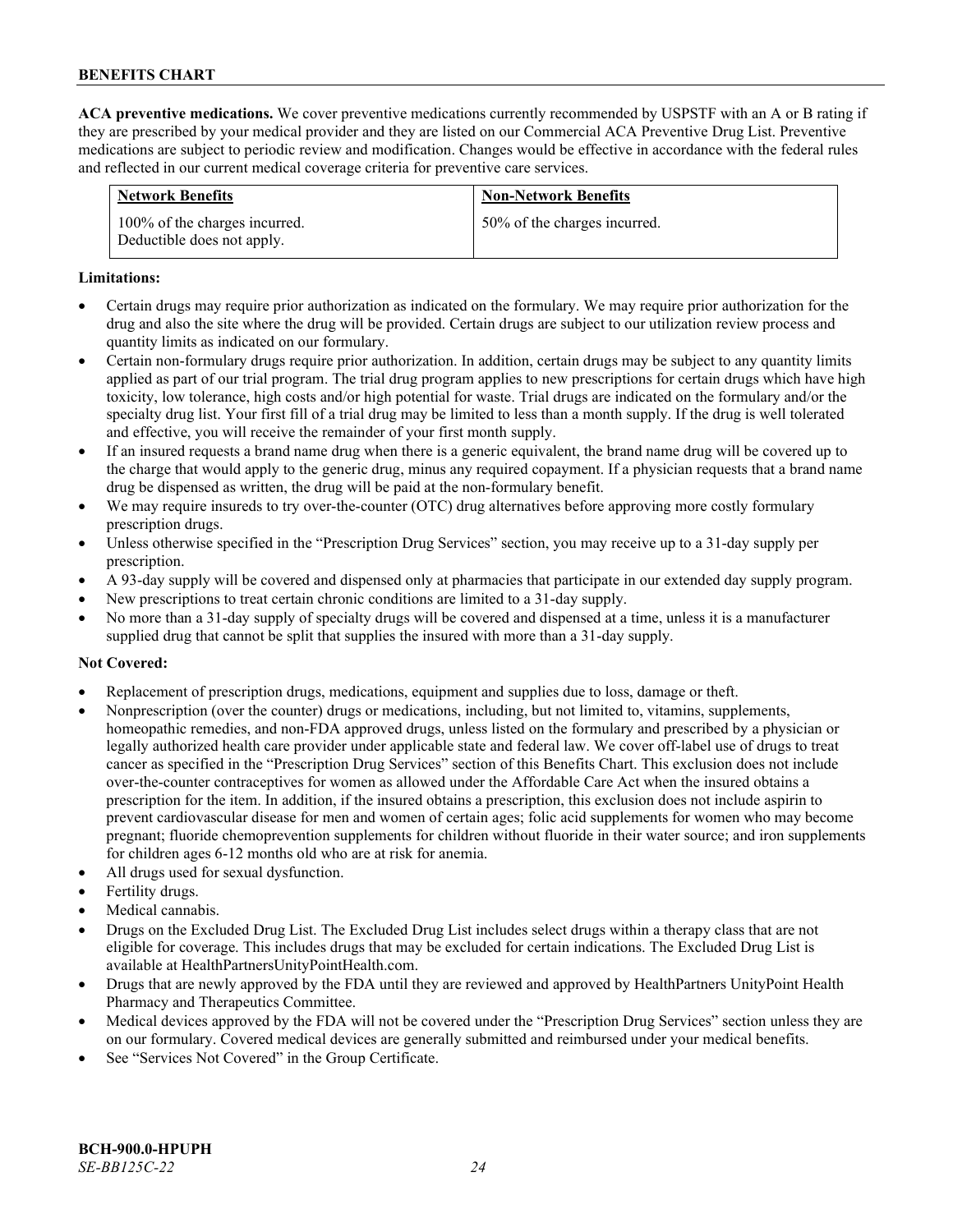**ACA preventive medications.** We cover preventive medications currently recommended by USPSTF with an A or B rating if they are prescribed by your medical provider and they are listed on our Commercial ACA Preventive Drug List. Preventive medications are subject to periodic review and modification. Changes would be effective in accordance with the federal rules and reflected in our current medical coverage criteria for preventive care services.

| Network Benefits | Non-Network Benefits |
|---|---|
| 100% of the charges incurred. Deductible does not apply. | 50% of the charges incurred. |

**Limitations:**

- Certain drugs may require prior authorization as indicated on the formulary. We may require prior authorization for the drug and also the site where the drug will be provided. Certain drugs are subject to our utilization review process and quantity limits as indicated on our formulary.
- Certain non-formulary drugs require prior authorization. In addition, certain drugs may be subject to any quantity limits applied as part of our trial program. The trial drug program applies to new prescriptions for certain drugs which have high toxicity, low tolerance, high costs and/or high potential for waste. Trial drugs are indicated on the formulary and/or the specialty drug list. Your first fill of a trial drug may be limited to less than a month supply. If the drug is well tolerated and effective, you will receive the remainder of your first month supply.
- If an insured requests a brand name drug when there is a generic equivalent, the brand name drug will be covered up to the charge that would apply to the generic drug, minus any required copayment. If a physician requests that a brand name drug be dispensed as written, the drug will be paid at the non-formulary benefit.
- We may require insureds to try over-the-counter (OTC) drug alternatives before approving more costly formulary prescription drugs.
- Unless otherwise specified in the "Prescription Drug Services" section, you may receive up to a 31-day supply per prescription.
- A 93-day supply will be covered and dispensed only at pharmacies that participate in our extended day supply program.
- New prescriptions to treat certain chronic conditions are limited to a 31-day supply.
- No more than a 31-day supply of specialty drugs will be covered and dispensed at a time, unless it is a manufacturer supplied drug that cannot be split that supplies the insured with more than a 31-day supply.

**Not Covered:**

- Replacement of prescription drugs, medications, equipment and supplies due to loss, damage or theft.
- Nonprescription (over the counter) drugs or medications, including, but not limited to, vitamins, supplements, homeopathic remedies, and non-FDA approved drugs, unless listed on the formulary and prescribed by a physician or legally authorized health care provider under applicable state and federal law. We cover off-label use of drugs to treat cancer as specified in the "Prescription Drug Services" section of this Benefits Chart. This exclusion does not include over-the-counter contraceptives for women as allowed under the Affordable Care Act when the insured obtains a prescription for the item. In addition, if the insured obtains a prescription, this exclusion does not include aspirin to prevent cardiovascular disease for men and women of certain ages; folic acid supplements for women who may become pregnant; fluoride chemoprevention supplements for children without fluoride in their water source; and iron supplements for children ages 6-12 months old who are at risk for anemia.
- All drugs used for sexual dysfunction.
- Fertility drugs.
- Medical cannabis.
- Drugs on the Excluded Drug List. The Excluded Drug List includes select drugs within a therapy class that are not eligible for coverage. This includes drugs that may be excluded for certain indications. The Excluded Drug List is available at HealthPartnersUnityPointHealth.com.
- Drugs that are newly approved by the FDA until they are reviewed and approved by HealthPartners UnityPoint Health Pharmacy and Therapeutics Committee.
- Medical devices approved by the FDA will not be covered under the "Prescription Drug Services" section unless they are on our formulary. Covered medical devices are generally submitted and reimbursed under your medical benefits.
- See "Services Not Covered" in the Group Certificate.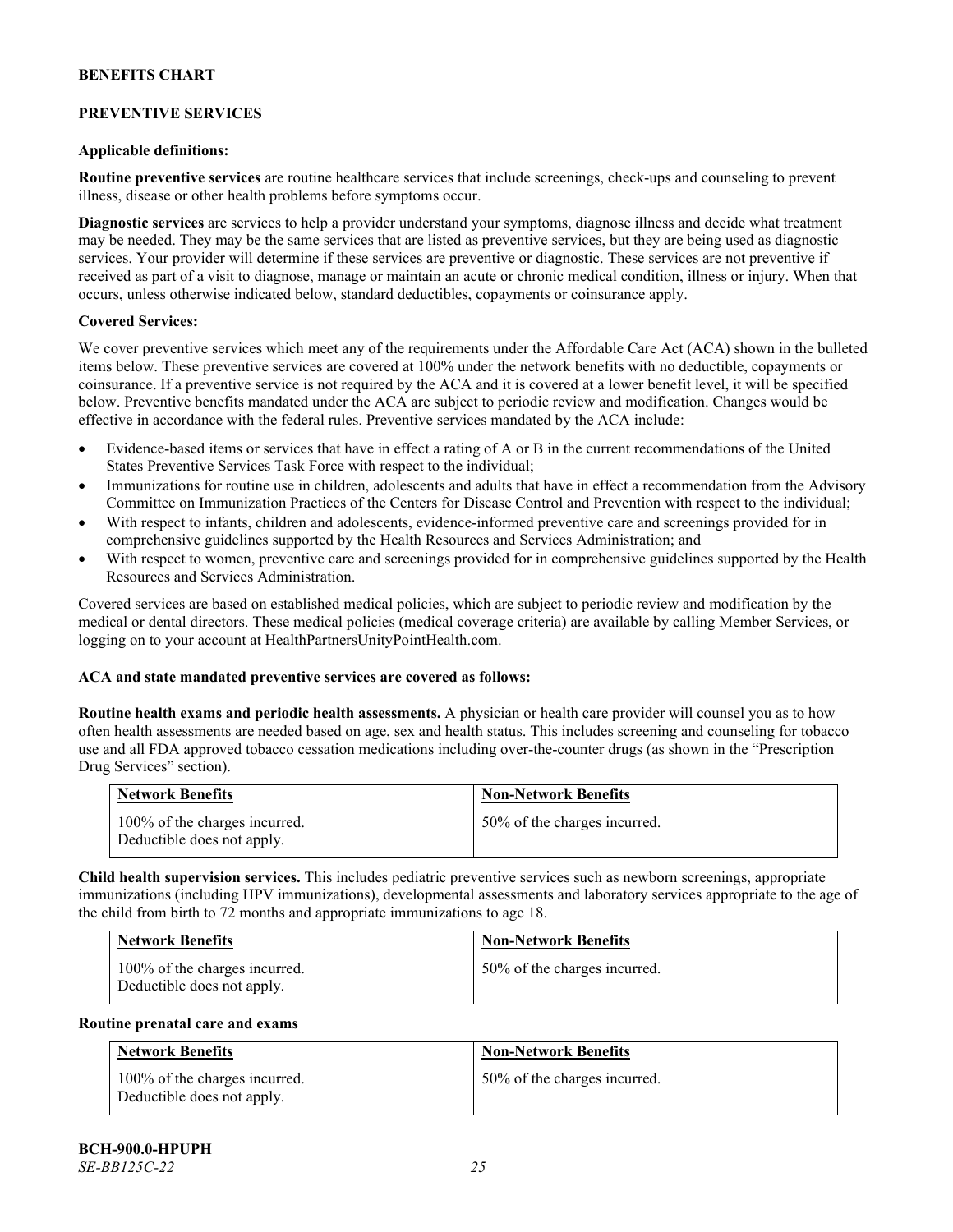## PREVENTIVE SERVICES

**Applicable definitions:**

**Routine preventive services** are routine healthcare services that include screenings, check-ups and counseling to prevent illness, disease or other health problems before symptoms occur.

**Diagnostic services** are services to help a provider understand your symptoms, diagnose illness and decide what treatment may be needed. They may be the same services that are listed as preventive services, but they are being used as diagnostic services. Your provider will determine if these services are preventive or diagnostic. These services are not preventive if received as part of a visit to diagnose, manage or maintain an acute or chronic medical condition, illness or injury. When that occurs, unless otherwise indicated below, standard deductibles, copayments or coinsurance apply.

**Covered Services:**

We cover preventive services which meet any of the requirements under the Affordable Care Act (ACA) shown in the bulleted items below. These preventive services are covered at 100% under the network benefits with no deductible, copayments or coinsurance. If a preventive service is not required by the ACA and it is covered at a lower benefit level, it will be specified below. Preventive benefits mandated under the ACA are subject to periodic review and modification. Changes would be effective in accordance with the federal rules. Preventive services mandated by the ACA include:

- Evidence-based items or services that have in effect a rating of A or B in the current recommendations of the United States Preventive Services Task Force with respect to the individual;
- Immunizations for routine use in children, adolescents and adults that have in effect a recommendation from the Advisory Committee on Immunization Practices of the Centers for Disease Control and Prevention with respect to the individual;
- With respect to infants, children and adolescents, evidence-informed preventive care and screenings provided for in comprehensive guidelines supported by the Health Resources and Services Administration; and
- With respect to women, preventive care and screenings provided for in comprehensive guidelines supported by the Health Resources and Services Administration.

Covered services are based on established medical policies, which are subject to periodic review and modification by the medical or dental directors. These medical policies (medical coverage criteria) are available by calling Member Services, or logging on to your account at HealthPartnersUnityPointHealth.com.

**ACA and state mandated preventive services are covered as follows:**

**Routine health exams and periodic health assessments.** A physician or health care provider will counsel you as to how often health assessments are needed based on age, sex and health status. This includes screening and counseling for tobacco use and all FDA approved tobacco cessation medications including over-the-counter drugs (as shown in the "Prescription Drug Services" section).

| Network Benefits | Non-Network Benefits |
|---|---|
| 100% of the charges incurred. Deductible does not apply. | 50% of the charges incurred. |

**Child health supervision services.** This includes pediatric preventive services such as newborn screenings, appropriate immunizations (including HPV immunizations), developmental assessments and laboratory services appropriate to the age of the child from birth to 72 months and appropriate immunizations to age 18.

| Network Benefits | Non-Network Benefits |
|---|---|
| 100% of the charges incurred. Deductible does not apply. | 50% of the charges incurred. |

**Routine prenatal care and exams**

| Network Benefits | Non-Network Benefits |
|---|---|
| 100% of the charges incurred. Deductible does not apply. | 50% of the charges incurred. |

**BCH-900.0-HPUPH**
*SE-BB125C-22*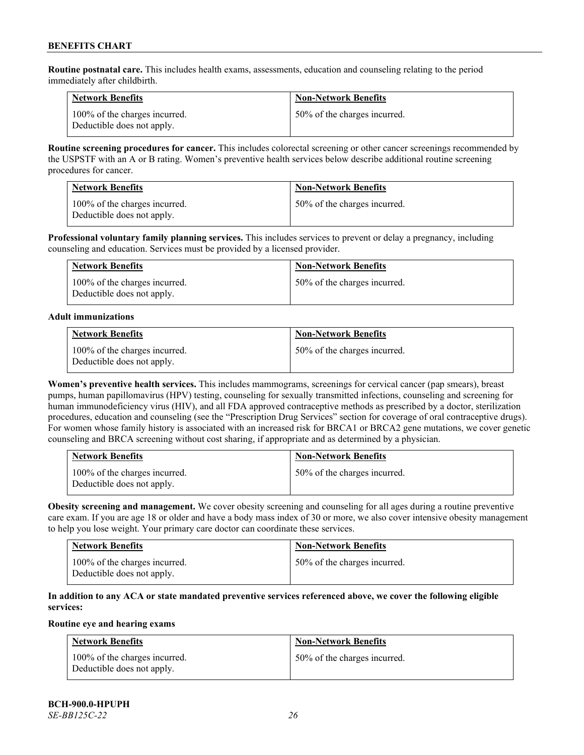**Routine postnatal care.** This includes health exams, assessments, education and counseling relating to the period immediately after childbirth.

| Network Benefits | Non-Network Benefits |
|---|---|
| 100% of the charges incurred. Deductible does not apply. | 50% of the charges incurred. |

**Routine screening procedures for cancer.** This includes colorectal screening or other cancer screenings recommended by the USPSTF with an A or B rating. Women's preventive health services below describe additional routine screening procedures for cancer.

| Network Benefits | Non-Network Benefits |
|---|---|
| 100% of the charges incurred. Deductible does not apply. | 50% of the charges incurred. |

**Professional voluntary family planning services.** This includes services to prevent or delay a pregnancy, including counseling and education. Services must be provided by a licensed provider.

| Network Benefits | Non-Network Benefits |
|---|---|
| 100% of the charges incurred. Deductible does not apply. | 50% of the charges incurred. |

**Adult immunizations**

| Network Benefits | Non-Network Benefits |
|---|---|
| 100% of the charges incurred. Deductible does not apply. | 50% of the charges incurred. |

**Women's preventive health services.** This includes mammograms, screenings for cervical cancer (pap smears), breast pumps, human papillomavirus (HPV) testing, counseling for sexually transmitted infections, counseling and screening for human immunodeficiency virus (HIV), and all FDA approved contraceptive methods as prescribed by a doctor, sterilization procedures, education and counseling (see the "Prescription Drug Services" section for coverage of oral contraceptive drugs). For women whose family history is associated with an increased risk for BRCA1 or BRCA2 gene mutations, we cover genetic counseling and BRCA screening without cost sharing, if appropriate and as determined by a physician.

| Network Benefits | Non-Network Benefits |
|---|---|
| 100% of the charges incurred. Deductible does not apply. | 50% of the charges incurred. |

**Obesity screening and management.** We cover obesity screening and counseling for all ages during a routine preventive care exam. If you are age 18 or older and have a body mass index of 30 or more, we also cover intensive obesity management to help you lose weight. Your primary care doctor can coordinate these services.

| Network Benefits | Non-Network Benefits |
|---|---|
| 100% of the charges incurred. Deductible does not apply. | 50% of the charges incurred. |

**In addition to any ACA or state mandated preventive services referenced above, we cover the following eligible services:**

**Routine eye and hearing exams**

| Network Benefits | Non-Network Benefits |
|---|---|
| 100% of the charges incurred. Deductible does not apply. | 50% of the charges incurred. |

**BCH-900.0-HPUPH**
*SE-BB125C-22*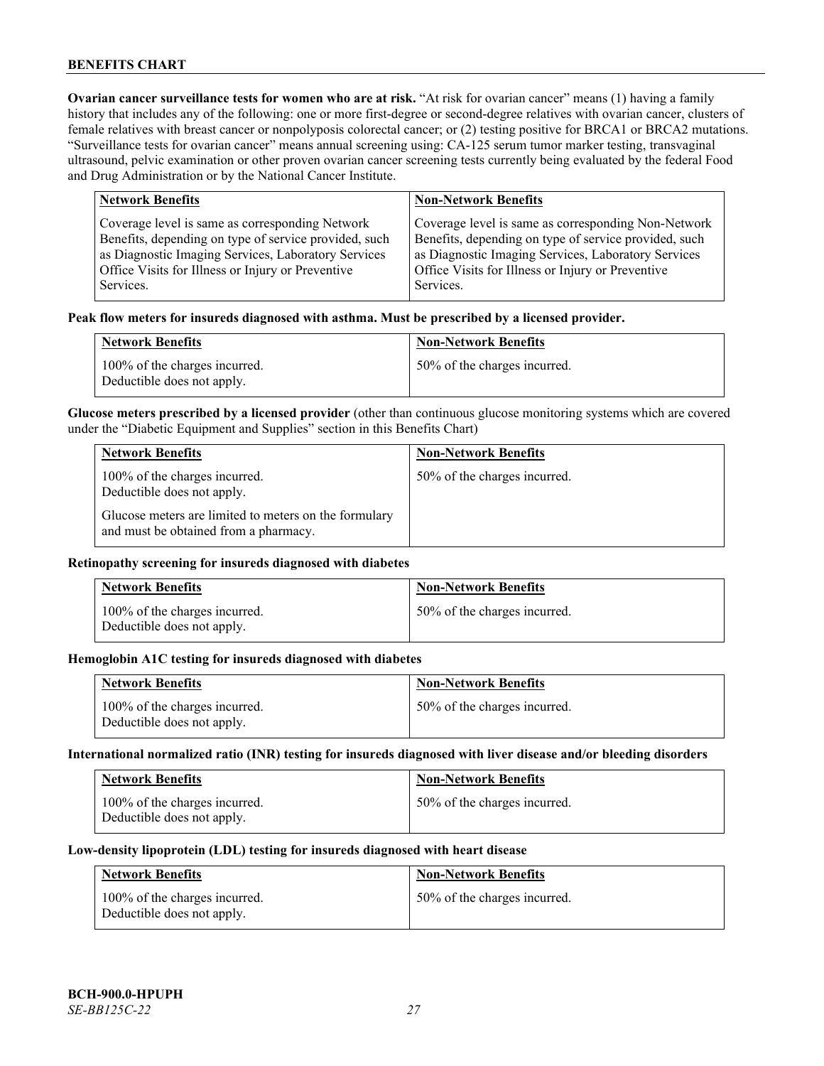**Ovarian cancer surveillance tests for women who are at risk.** "At risk for ovarian cancer" means (1) having a family history that includes any of the following: one or more first-degree or second-degree relatives with ovarian cancer, clusters of female relatives with breast cancer or nonpolyposis colorectal cancer; or (2) testing positive for BRCA1 or BRCA2 mutations. "Surveillance tests for ovarian cancer" means annual screening using: CA-125 serum tumor marker testing, transvaginal ultrasound, pelvic examination or other proven ovarian cancer screening tests currently being evaluated by the federal Food and Drug Administration or by the National Cancer Institute.

| Network Benefits | Non-Network Benefits |
| --- | --- |
| Coverage level is same as corresponding Network Benefits, depending on type of service provided, such as Diagnostic Imaging Services, Laboratory Services Office Visits for Illness or Injury or Preventive Services. | Coverage level is same as corresponding Non-Network Benefits, depending on type of service provided, such as Diagnostic Imaging Services, Laboratory Services Office Visits for Illness or Injury or Preventive Services. |

**Peak flow meters for insureds diagnosed with asthma. Must be prescribed by a licensed provider.**

| Network Benefits | Non-Network Benefits |
| --- | --- |
| 100% of the charges incurred. Deductible does not apply. | 50% of the charges incurred. |

**Glucose meters prescribed by a licensed provider** (other than continuous glucose monitoring systems which are covered under the "Diabetic Equipment and Supplies" section in this Benefits Chart)

| Network Benefits | Non-Network Benefits |
| --- | --- |
| 100% of the charges incurred. Deductible does not apply.<br><br>Glucose meters are limited to meters on the formulary and must be obtained from a pharmacy. | 50% of the charges incurred. |

**Retinopathy screening for insureds diagnosed with diabetes**

| Network Benefits | Non-Network Benefits |
| --- | --- |
| 100% of the charges incurred. Deductible does not apply. | 50% of the charges incurred. |

**Hemoglobin A1C testing for insureds diagnosed with diabetes**

| Network Benefits | Non-Network Benefits |
| --- | --- |
| 100% of the charges incurred. Deductible does not apply. | 50% of the charges incurred. |

**International normalized ratio (INR) testing for insureds diagnosed with liver disease and/or bleeding disorders**

| Network Benefits | Non-Network Benefits |
| --- | --- |
| 100% of the charges incurred. Deductible does not apply. | 50% of the charges incurred. |

**Low-density lipoprotein (LDL) testing for insureds diagnosed with heart disease**

| Network Benefits | Non-Network Benefits |
| --- | --- |
| 100% of the charges incurred. Deductible does not apply. | 50% of the charges incurred. |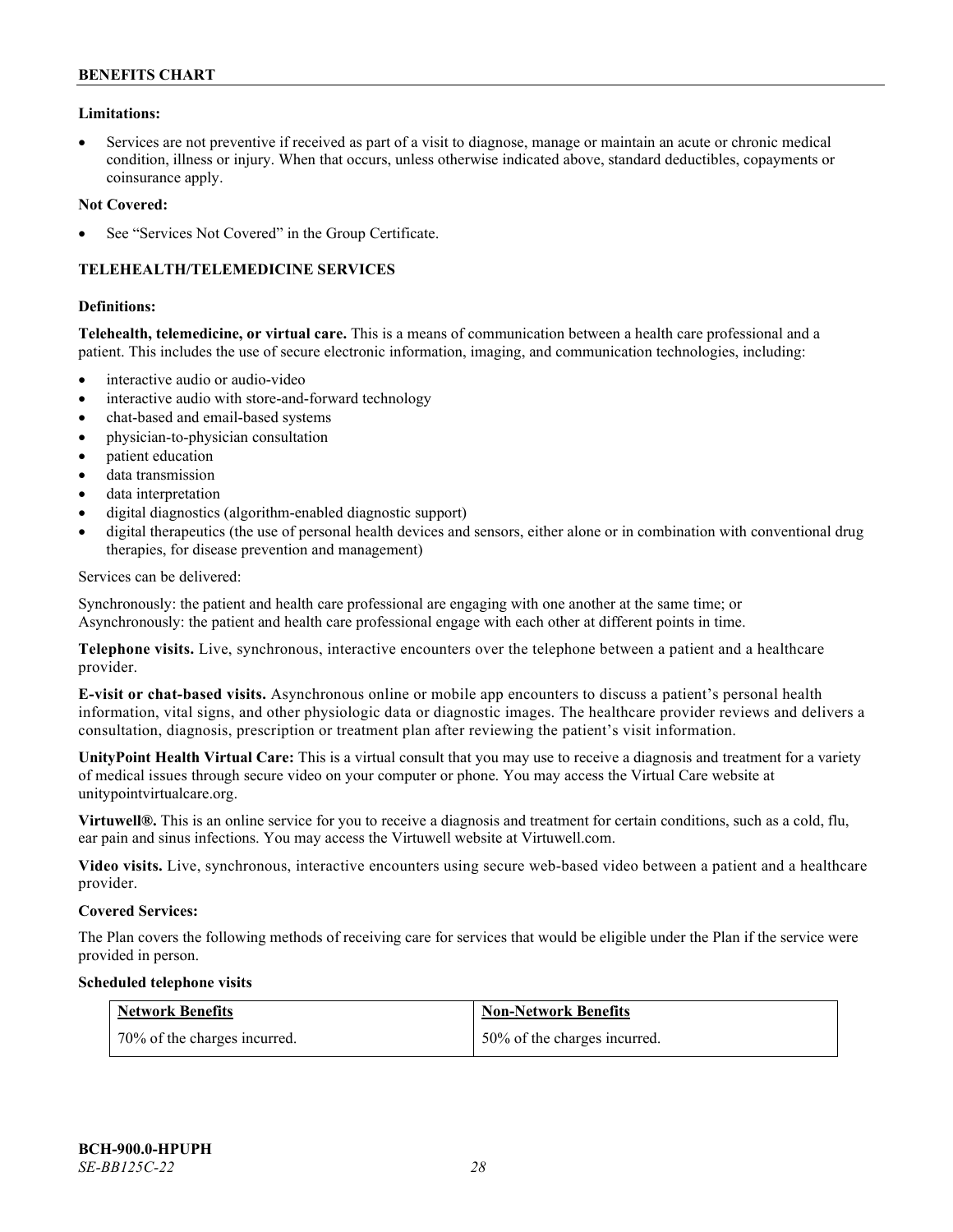**Limitations:**

- Services are not preventive if received as part of a visit to diagnose, manage or maintain an acute or chronic medical condition, illness or injury. When that occurs, unless otherwise indicated above, standard deductibles, copayments or coinsurance apply.

**Not Covered:**

- See "Services Not Covered" in the Group Certificate.

## TELEHEALTH/TELEMEDICINE SERVICES

**Definitions:**

**Telehealth, telemedicine, or virtual care.** This is a means of communication between a health care professional and a patient. This includes the use of secure electronic information, imaging, and communication technologies, including:

- interactive audio or audio-video
- interactive audio with store-and-forward technology
- chat-based and email-based systems
- physician-to-physician consultation
- patient education
- data transmission
- data interpretation
- digital diagnostics (algorithm-enabled diagnostic support)
- digital therapeutics (the use of personal health devices and sensors, either alone or in combination with conventional drug therapies, for disease prevention and management)

Services can be delivered:

Synchronously: the patient and health care professional are engaging with one another at the same time; or
Asynchronously: the patient and health care professional engage with each other at different points in time.

**Telephone visits.** Live, synchronous, interactive encounters over the telephone between a patient and a healthcare provider.

**E-visit or chat-based visits.** Asynchronous online or mobile app encounters to discuss a patient's personal health information, vital signs, and other physiologic data or diagnostic images. The healthcare provider reviews and delivers a consultation, diagnosis, prescription or treatment plan after reviewing the patient's visit information.

**UnityPoint Health Virtual Care:** This is a virtual consult that you may use to receive a diagnosis and treatment for a variety of medical issues through secure video on your computer or phone. You may access the Virtual Care website at unitypointvirtualcare.org.

**Virtuwell®.** This is an online service for you to receive a diagnosis and treatment for certain conditions, such as a cold, flu, ear pain and sinus infections. You may access the Virtuwell website at Virtuwell.com.

**Video visits.** Live, synchronous, interactive encounters using secure web-based video between a patient and a healthcare provider.

**Covered Services:**

The Plan covers the following methods of receiving care for services that would be eligible under the Plan if the service were provided in person.

**Scheduled telephone visits**

| Network Benefits | Non-Network Benefits |
|---|---|
| 70% of the charges incurred. | 50% of the charges incurred. |

**BCH-900.0-HPUPH**
*SE-BB125C-22*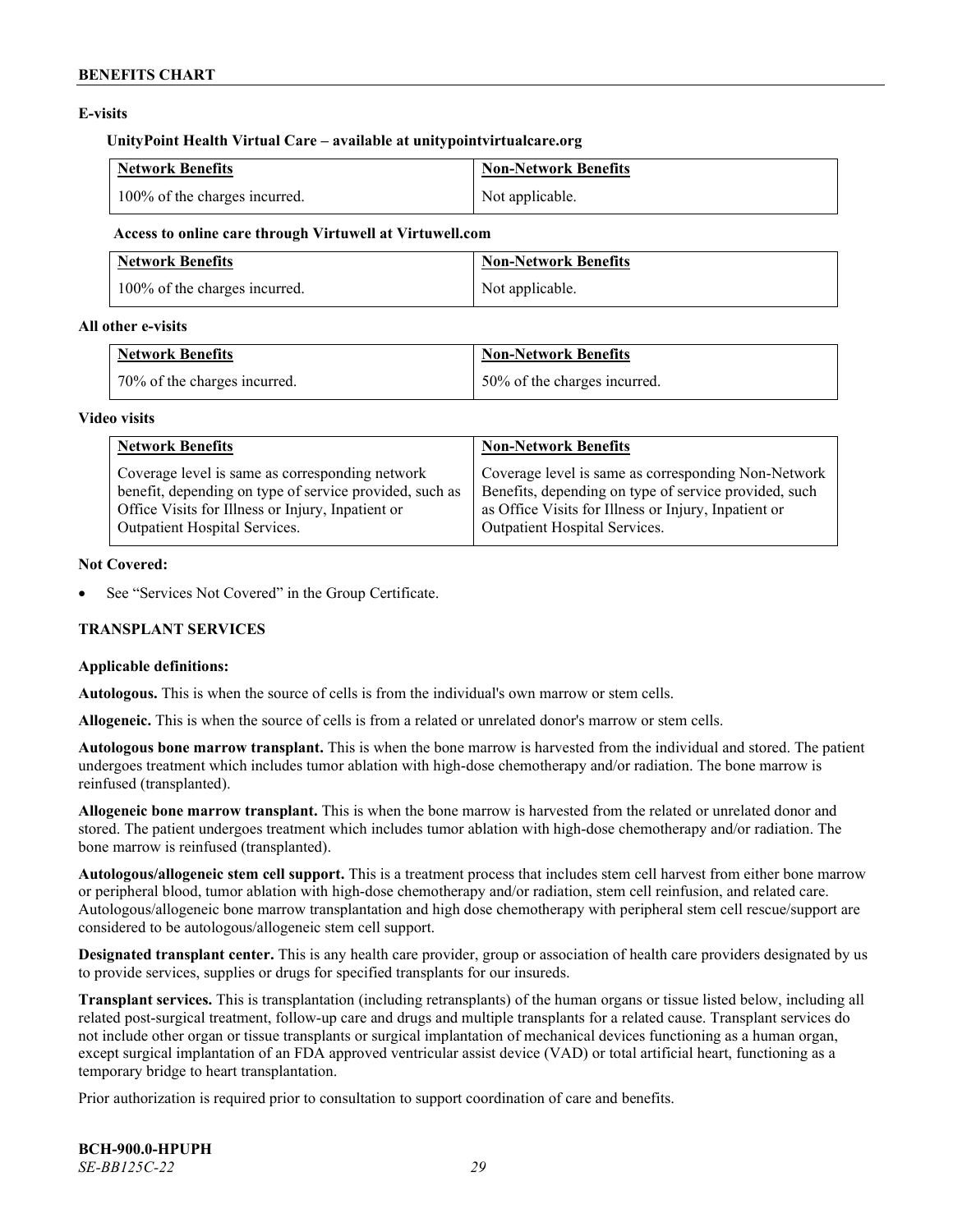**E-visits**

**UnityPoint Health Virtual Care – available at unitypointvirtualcare.org**

| Network Benefits | Non-Network Benefits |
|---|---|
| 100% of the charges incurred. | Not applicable. |

**Access to online care through Virtuwell at Virtuwell.com**

| Network Benefits | Non-Network Benefits |
|---|---|
| 100% of the charges incurred. | Not applicable. |

**All other e-visits**

| Network Benefits | Non-Network Benefits |
|---|---|
| 70% of the charges incurred. | 50% of the charges incurred. |

**Video visits**

| Network Benefits | Non-Network Benefits |
|---|---|
| Coverage level is same as corresponding network benefit, depending on type of service provided, such as Office Visits for Illness or Injury, Inpatient or Outpatient Hospital Services. | Coverage level is same as corresponding Non-Network Benefits, depending on type of service provided, such as Office Visits for Illness or Injury, Inpatient or Outpatient Hospital Services. |

**Not Covered:**

- See "Services Not Covered" in the Group Certificate.

## TRANSPLANT SERVICES

**Applicable definitions:**

**Autologous.** This is when the source of cells is from the individual's own marrow or stem cells.

**Allogeneic.** This is when the source of cells is from a related or unrelated donor's marrow or stem cells.

**Autologous bone marrow transplant.** This is when the bone marrow is harvested from the individual and stored. The patient undergoes treatment which includes tumor ablation with high-dose chemotherapy and/or radiation. The bone marrow is reinfused (transplanted).

**Allogeneic bone marrow transplant.** This is when the bone marrow is harvested from the related or unrelated donor and stored. The patient undergoes treatment which includes tumor ablation with high-dose chemotherapy and/or radiation. The bone marrow is reinfused (transplanted).

**Autologous/allogeneic stem cell support.** This is a treatment process that includes stem cell harvest from either bone marrow or peripheral blood, tumor ablation with high-dose chemotherapy and/or radiation, stem cell reinfusion, and related care. Autologous/allogeneic bone marrow transplantation and high dose chemotherapy with peripheral stem cell rescue/support are considered to be autologous/allogeneic stem cell support.

**Designated transplant center.** This is any health care provider, group or association of health care providers designated by us to provide services, supplies or drugs for specified transplants for our insureds.

**Transplant services.** This is transplantation (including retransplants) of the human organs or tissue listed below, including all related post-surgical treatment, follow-up care and drugs and multiple transplants for a related cause. Transplant services do not include other organ or tissue transplants or surgical implantation of mechanical devices functioning as a human organ, except surgical implantation of an FDA approved ventricular assist device (VAD) or total artificial heart, functioning as a temporary bridge to heart transplantation.

Prior authorization is required prior to consultation to support coordination of care and benefits.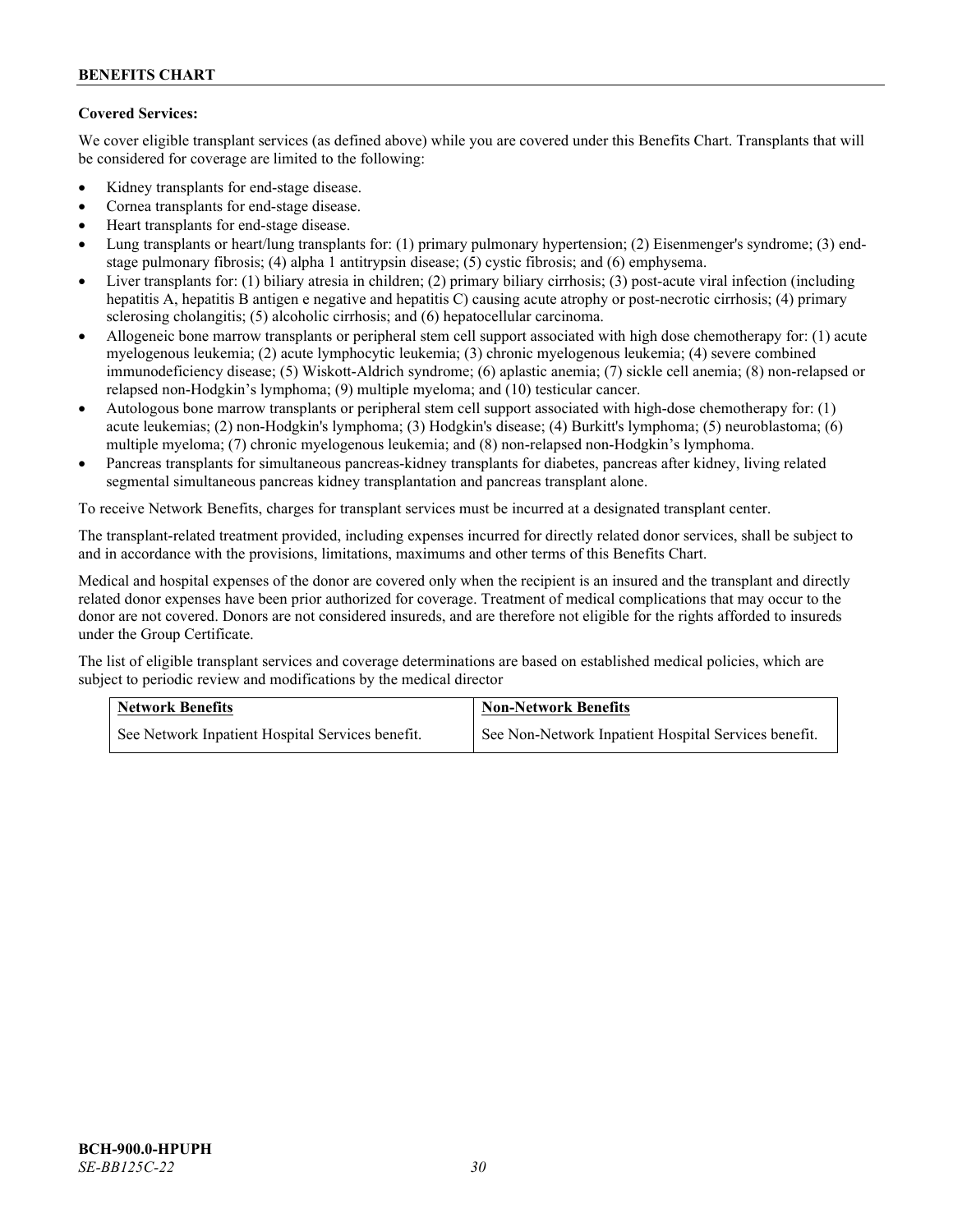**Covered Services:**

We cover eligible transplant services (as defined above) while you are covered under this Benefits Chart. Transplants that will be considered for coverage are limited to the following:

- Kidney transplants for end-stage disease.
- Cornea transplants for end-stage disease.
- Heart transplants for end-stage disease.
- Lung transplants or heart/lung transplants for: (1) primary pulmonary hypertension; (2) Eisenmenger's syndrome; (3) end-stage pulmonary fibrosis; (4) alpha 1 antitrypsin disease; (5) cystic fibrosis; and (6) emphysema.
- Liver transplants for: (1) biliary atresia in children; (2) primary biliary cirrhosis; (3) post-acute viral infection (including hepatitis A, hepatitis B antigen e negative and hepatitis C) causing acute atrophy or post-necrotic cirrhosis; (4) primary sclerosing cholangitis; (5) alcoholic cirrhosis; and (6) hepatocellular carcinoma.
- Allogeneic bone marrow transplants or peripheral stem cell support associated with high dose chemotherapy for: (1) acute myelogenous leukemia; (2) acute lymphocytic leukemia; (3) chronic myelogenous leukemia; (4) severe combined immunodeficiency disease; (5) Wiskott-Aldrich syndrome; (6) aplastic anemia; (7) sickle cell anemia; (8) non-relapsed or relapsed non-Hodgkin's lymphoma; (9) multiple myeloma; and (10) testicular cancer.
- Autologous bone marrow transplants or peripheral stem cell support associated with high-dose chemotherapy for: (1) acute leukemias; (2) non-Hodgkin's lymphoma; (3) Hodgkin's disease; (4) Burkitt's lymphoma; (5) neuroblastoma; (6) multiple myeloma; (7) chronic myelogenous leukemia; and (8) non-relapsed non-Hodgkin's lymphoma.
- Pancreas transplants for simultaneous pancreas-kidney transplants for diabetes, pancreas after kidney, living related segmental simultaneous pancreas kidney transplantation and pancreas transplant alone.

To receive Network Benefits, charges for transplant services must be incurred at a designated transplant center.

The transplant-related treatment provided, including expenses incurred for directly related donor services, shall be subject to and in accordance with the provisions, limitations, maximums and other terms of this Benefits Chart.

Medical and hospital expenses of the donor are covered only when the recipient is an insured and the transplant and directly related donor expenses have been prior authorized for coverage. Treatment of medical complications that may occur to the donor are not covered. Donors are not considered insureds, and are therefore not eligible for the rights afforded to insureds under the Group Certificate.

The list of eligible transplant services and coverage determinations are based on established medical policies, which are subject to periodic review and modifications by the medical director

| Network Benefits | Non-Network Benefits |
| --- | --- |
| See Network Inpatient Hospital Services benefit. | See Non-Network Inpatient Hospital Services benefit. |

**BCH-900.0-HPUPH**
*SE-BB125C-22*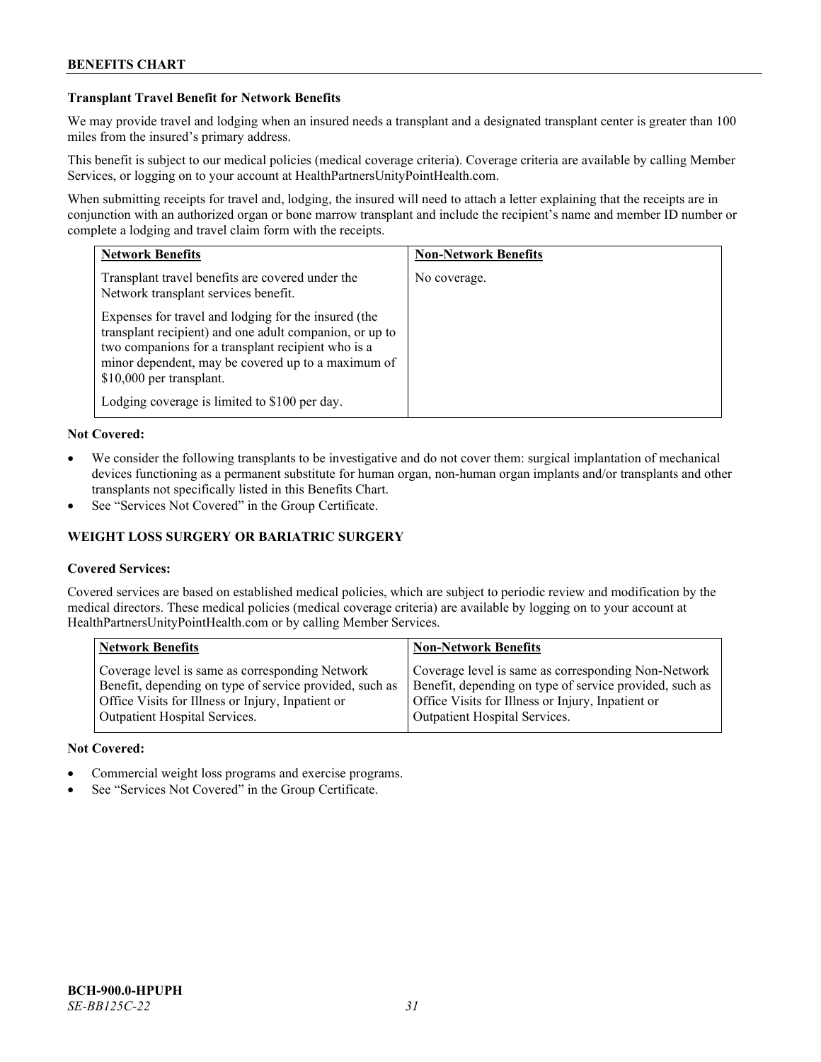### Transplant Travel Benefit for Network Benefits

We may provide travel and lodging when an insured needs a transplant and a designated transplant center is greater than 100 miles from the insured's primary address.

This benefit is subject to our medical policies (medical coverage criteria). Coverage criteria are available by calling Member Services, or logging on to your account at HealthPartnersUnityPointHealth.com.

When submitting receipts for travel and, lodging, the insured will need to attach a letter explaining that the receipts are in conjunction with an authorized organ or bone marrow transplant and include the recipient's name and member ID number or complete a lodging and travel claim form with the receipts.

| Network Benefits | Non-Network Benefits |
|---|---|
| Transplant travel benefits are covered under the Network transplant services benefit.<br><br>Expenses for travel and lodging for the insured (the transplant recipient) and one adult companion, or up to two companions for a transplant recipient who is a minor dependent, may be covered up to a maximum of $10,000 per transplant.<br><br>Lodging coverage is limited to $100 per day. | No coverage. |

**Not Covered:**

- We consider the following transplants to be investigative and do not cover them: surgical implantation of mechanical devices functioning as a permanent substitute for human organ, non-human organ implants and/or transplants and other transplants not specifically listed in this Benefits Chart.
- See "Services Not Covered" in the Group Certificate.

## WEIGHT LOSS SURGERY OR BARIATRIC SURGERY

**Covered Services:**

Covered services are based on established medical policies, which are subject to periodic review and modification by the medical directors. These medical policies (medical coverage criteria) are available by logging on to your account at HealthPartnersUnityPointHealth.com or by calling Member Services.

| Network Benefits | Non-Network Benefits |
|---|---|
| Coverage level is same as corresponding Network Benefit, depending on type of service provided, such as Office Visits for Illness or Injury, Inpatient or Outpatient Hospital Services. | Coverage level is same as corresponding Non-Network Benefit, depending on type of service provided, such as Office Visits for Illness or Injury, Inpatient or Outpatient Hospital Services. |

**Not Covered:**

- Commercial weight loss programs and exercise programs.
- See "Services Not Covered" in the Group Certificate.